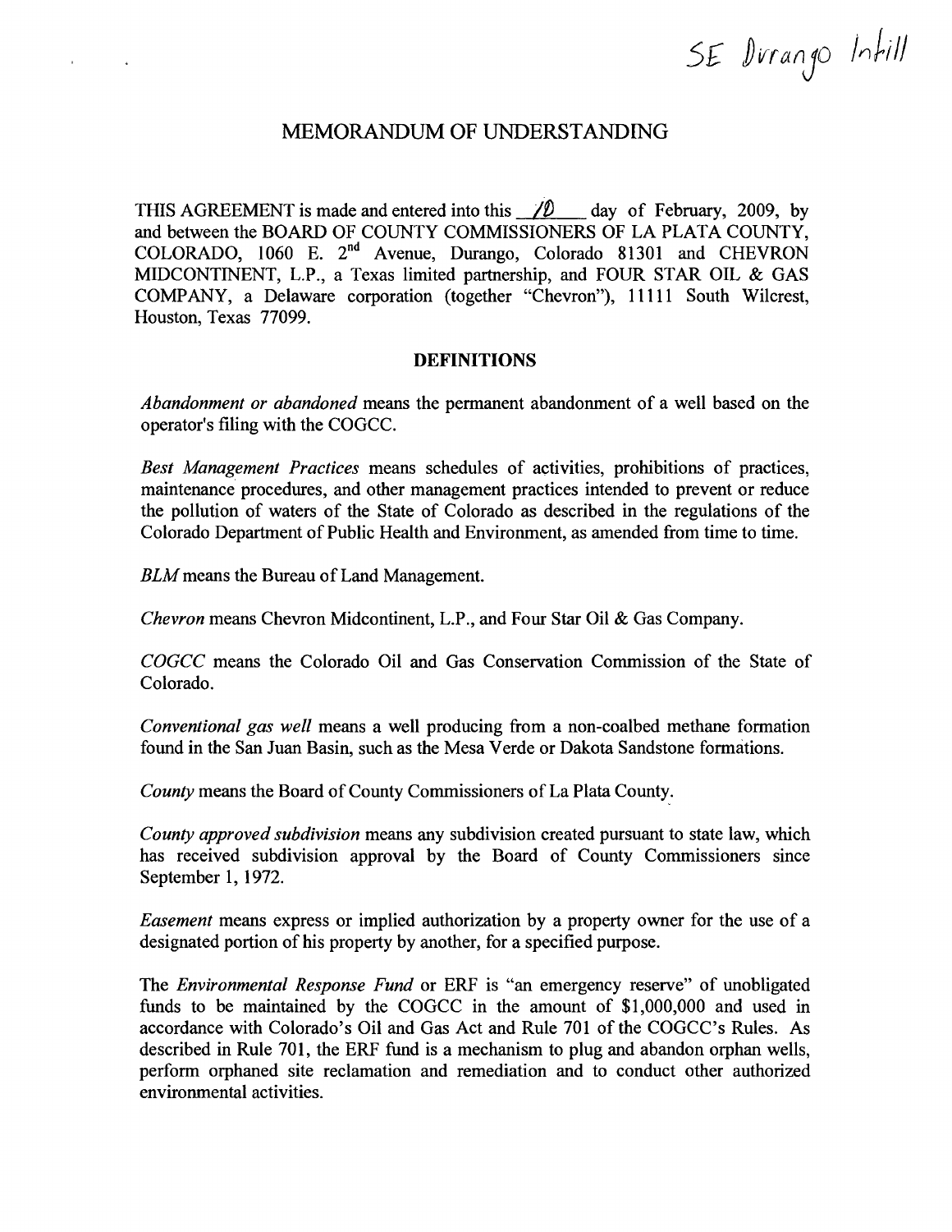SE Durango Infill

# MEMORANDUM OF UNDERSTANDING

THIS AGREEMENT is made and entered into this 10 day of February, 2009, by and between the BOARD OF COUNTY COMMISSIONERS OF LA PLATA COUNTY, COLORADO, 1060 E. 2nd Avenue, Durango, Colorado 81301 and CHEVRON MIDCONTINENT, L.P., a Texas limited partnership, and FOUR STAR OIL & GAS COMPANY, a Delaware corporation (together "Chevron"), 11111 South Wilcrest, Houston, Texas 77099.

## DEFINITIONS

*Abandonment or abandoned* means the permanent abandonment of a well based on the operator's filing with the COGCC.

*Best Management Practices* means schedules of activities, prohibitions of practices, maintenance procedures, and other management practices intended to prevent or reduce the pollution of waters of the State of Colorado as described in the regulations of the Colorado Department of Public Health and Environment, as amended from time to time.

*BLM* means the Bureau of Land Management.

*Chevron* means Chevron Midcontinent, L.P., and Four Star Oil & Gas Company.

*COGCC* means the Colorado Oil and Gas Conservation Commission of the State of Colorado.

*Conventional gas well* means a well producing from a non-coalbed methane formation found in the San Juan Basin, such as the Mesa Verde or Dakota Sandstone formations.

*County* means the Board of County Commissioners of La Plata County.

*County approved subdivision* means any subdivision created pursuant to state law, which has received subdivision approval by the Board of County Commissioners since September 1, 1972.

*Easement* means express or implied authorization by a property owner for the use of a designated portion of his property by another, for a specified purpose.

The *Environmental Response Fund* or ERF is "an emergency reserve" of unobligated funds to be maintained by the COGCC in the amount of $1,000,000 and used in accordance with Colorado's Oil and Gas Act and Rule 701 of the COGCC's Rules. As described in Rule 701, the ERF fund is a mechanism to plug and abandon orphan wells, perform orphaned site reclamation and remediation and to conduct other authorized environmental activities.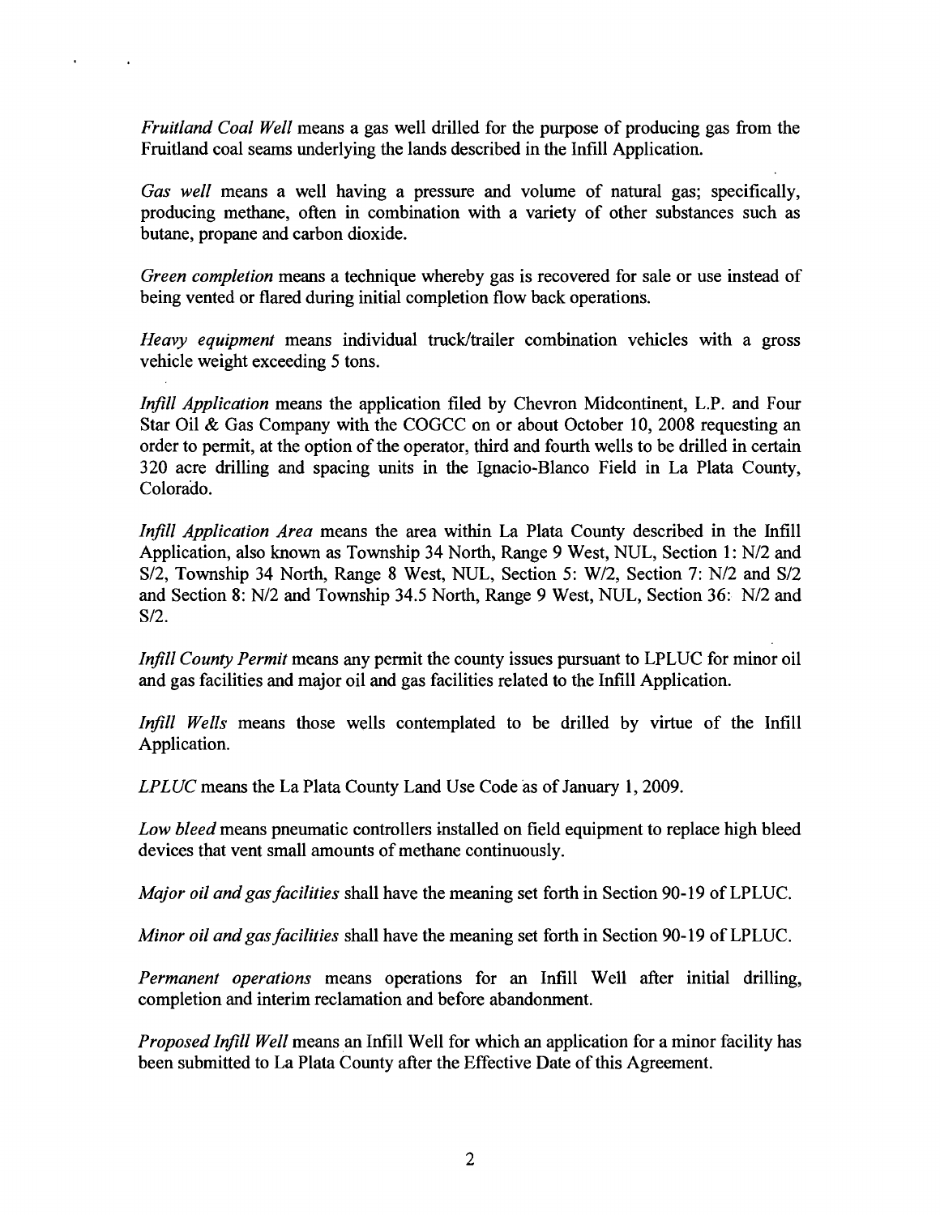*Fruitland Coal Well* means a gas well drilled for the purpose of producing gas from the Fruitland coal seams underlying the lands described in the Infill Application.

*Gas well* means a well having a pressure and volume of natural gas; specifically, producing methane, often in combination with a variety of other substances such as butane, propane and carbon dioxide.

*Green completion* means a technique whereby gas is recovered for sale or use instead of being vented or flared during initial completion flow back operations.

*Heavy equipment* means individual truck/trailer combination vehicles with a gross vehicle weight exceeding 5 tons.

*Infill Application* means the application filed by Chevron Midcontinent, L.P. and Four Star Oil & Gas Company with the COGCC on or about October 10, 2008 requesting an order to permit, at the option of the operator, third and fourth wells to be drilled in certain 320 acre drilling and spacing units in the Ignacio-Blanco Field in La Plata County, Colorado.

*Infill Application Area* means the area within La Plata County described in the Infill Application, also known as Township 34 North, Range 9 West, NUL, Section 1: N/2 and S/2, Township 34 North, Range 8 West, NUL, Section 5: W/2, Section 7: N/2 and S/2 and Section 8: N/2 and Township 34.5 North, Range 9 West, NUL, Section 36: N/2 and S/2.

*Infill County Permit* means any permit the county issues pursuant to LPLUC for minor oil and gas facilities and major oil and gas facilities related to the Infill Application.

*Infill Wells* means those wells contemplated to be drilled by virtue of the Infill Application.

*LPLUC* means the La Plata County Land Use Code as of January 1, 2009.

*Low bleed* means pneumatic controllers installed on field equipment to replace high bleed devices that vent small amounts of methane continuously.

*Major oil and gas facilities* shall have the meaning set forth in Section 90-19 of LPLUC.

*Minor oil and gas facilities* shall have the meaning set forth in Section 90-19 of LPLUC.

*Permanent operations* means operations for an Infill Well after initial drilling, completion and interim reclamation and before abandonment.

*Proposed Infill Well* means an Infill Well for which an application for a minor facility has been submitted to La Plata County after the Effective Date of this Agreement.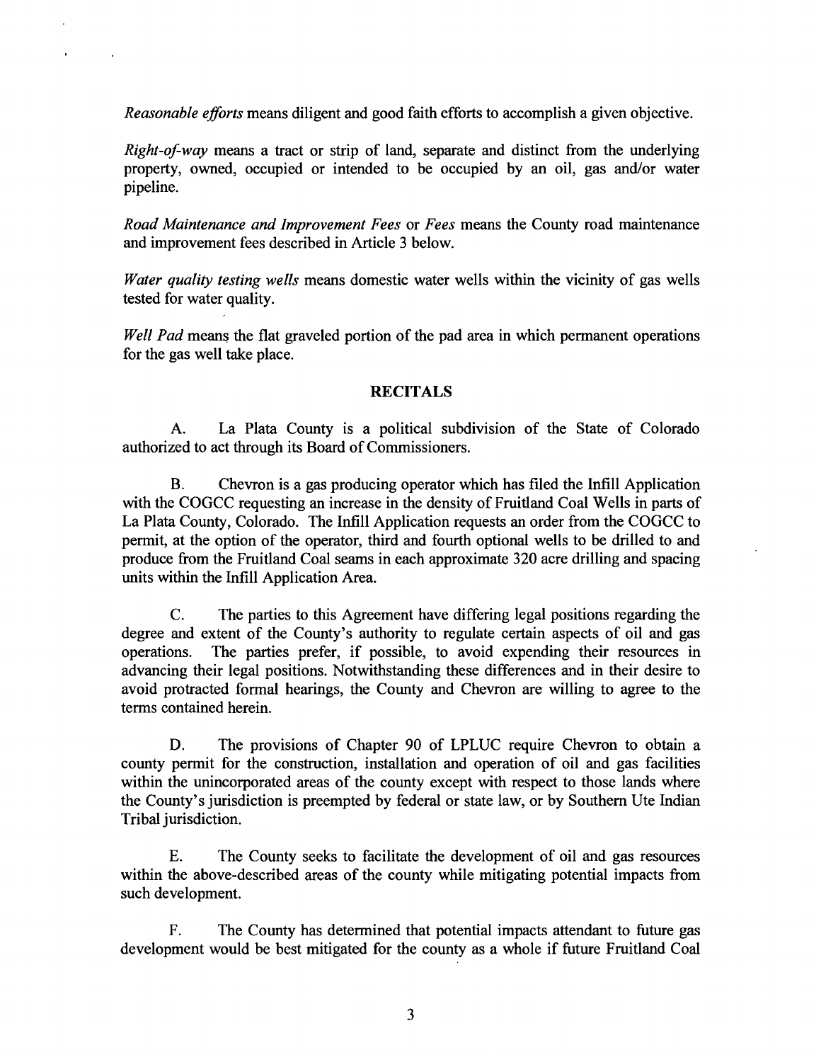*Reasonable efforts* means diligent and good faith efforts to accomplish a given objective.

*Right-of-way* means a tract or strip of land, separate and distinct from the underlying property, owned, occupied or intended to be occupied by an oil, gas and/or water pipeline.

*Road Maintenance and Improvement Fees* or *Fees* means the County road maintenance and improvement fees described in Article 3 below.

*Water quality testing wells* means domestic water wells within the vicinity of gas wells tested for water quality.

*Well Pad* means the flat graveled portion of the pad area in which permanent operations for the gas well take place.

## RECITALS

A. La Plata County is a political subdivision of the State of Colorado authorized to act through its Board of Commissioners.

B. Chevron is a gas producing operator which has filed the Infill Application with the COGCC requesting an increase in the density of Fruitland Coal Wells in parts of La Plata County, Colorado. The Infill Application requests an order from the COGCC to permit, at the option of the operator, third and fourth optional wells to be drilled to and produce from the Fruitland Coal seams in each approximate 320 acre drilling and spacing units within the Infill Application Area.

C. The parties to this Agreement have differing legal positions regarding the degree and extent of the County's authority to regulate certain aspects of oil and gas operations. The parties prefer, if possible, to avoid expending their resources in advancing their legal positions. Notwithstanding these differences and in their desire to avoid protracted formal hearings, the County and Chevron are willing to agree to the terms contained herein.

D. The provisions of Chapter 90 of LPLUC require Chevron to obtain a county permit for the construction, installation and operation of oil and gas facilities within the unincorporated areas of the county except with respect to those lands where the County's jurisdiction is preempted by federal or state law, or by Southern Ute Indian Tribal jurisdiction.

E. The County seeks to facilitate the development of oil and gas resources within the above-described areas of the county while mitigating potential impacts from such development.

F. The County has determined that potential impacts attendant to future gas development would be best mitigated for the county as a whole if future Fruitland Coal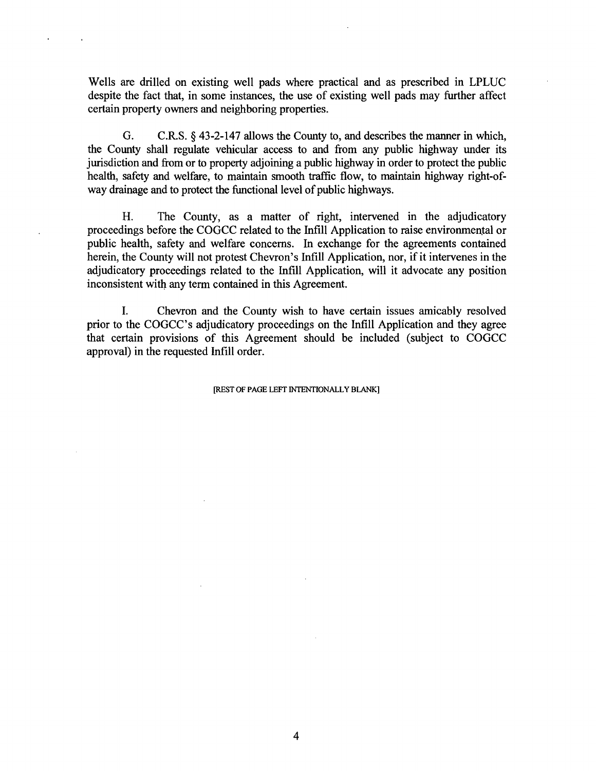Wells are drilled on existing well pads where practical and as prescribed in LPLUC despite the fact that, in some instances, the use of existing well pads may further affect certain property owners and neighboring properties.

G. C.R.S. § 43-2-147 allows the County to, and describes the manner in which, the County shall regulate vehicular access to and from any public highway under its jurisdiction and from or to property adjoining a public highway in order to protect the public health, safety and welfare, to maintain smooth traffic flow, to maintain highway right-of-way drainage and to protect the functional level of public highways.

H. The County, as a matter of right, intervened in the adjudicatory proceedings before the COGCC related to the Infill Application to raise environmental or public health, safety and welfare concerns. In exchange for the agreements contained herein, the County will not protest Chevron's Infill Application, nor, if it intervenes in the adjudicatory proceedings related to the Infill Application, will it advocate any position inconsistent with any term contained in this Agreement.

I. Chevron and the County wish to have certain issues amicably resolved prior to the COGCC's adjudicatory proceedings on the Infill Application and they agree that certain provisions of this Agreement should be included (subject to COGCC approval) in the requested Infill order.

[REST OF PAGE LEFT INTENTIONALLY BLANK]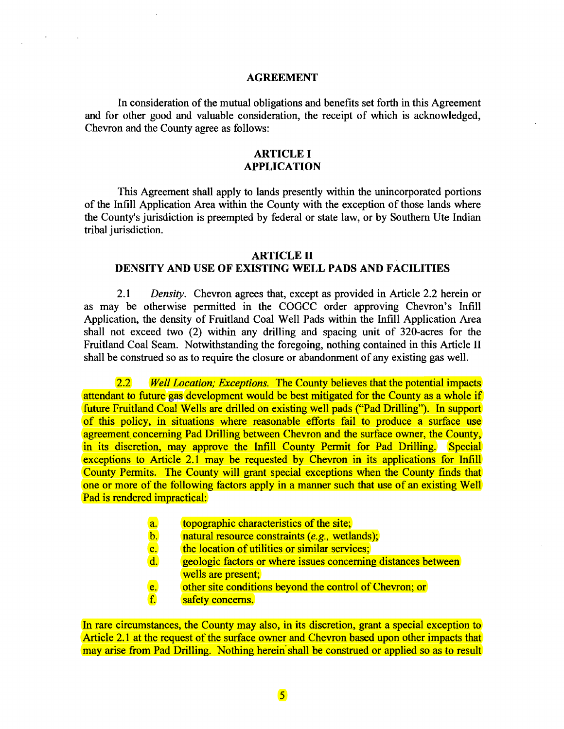## AGREEMENT

In consideration of the mutual obligations and benefits set forth in this Agreement and for other good and valuable consideration, the receipt of which is acknowledged, Chevron and the County agree as follows:

## ARTICLE I
## APPLICATION

This Agreement shall apply to lands presently within the unincorporated portions of the Infill Application Area within the County with the exception of those lands where the County's jurisdiction is preempted by federal or state law, or by Southern Ute Indian tribal jurisdiction.

## ARTICLE II
## DENSITY AND USE OF EXISTING WELL PADS AND FACILITIES

2.1 *Density*. Chevron agrees that, except as provided in Article 2.2 herein or as may be otherwise permitted in the COGCC order approving Chevron's Infill Application, the density of Fruitland Coal Well Pads within the Infill Application Area shall not exceed two (2) within any drilling and spacing unit of 320-acres for the Fruitland Coal Seam. Notwithstanding the foregoing, nothing contained in this Article II shall be construed so as to require the closure or abandonment of any existing gas well.

2.2 *Well Location; Exceptions*. The County believes that the potential impacts attendant to future gas development would be best mitigated for the County as a whole if future Fruitland Coal Wells are drilled on existing well pads ("Pad Drilling"). In support of this policy, in situations where reasonable efforts fail to produce a surface use agreement concerning Pad Drilling between Chevron and the surface owner, the County, in its discretion, may approve the Infill County Permit for Pad Drilling. Special exceptions to Article 2.1 may be requested by Chevron in its applications for Infill County Permits. The County will grant special exceptions when the County finds that one or more of the following factors apply in a manner such that use of an existing Well Pad is rendered impractical:

- a. topographic characteristics of the site;
- b. natural resource constraints (*e.g.,* wetlands);
- c. the location of utilities or similar services;
- d. geologic factors or where issues concerning distances between wells are present;
- e. other site conditions beyond the control of Chevron; or
- f. safety concerns.

In rare circumstances, the County may also, in its discretion, grant a special exception to Article 2.1 at the request of the surface owner and Chevron based upon other impacts that may arise from Pad Drilling. Nothing herein shall be construed or applied so as to result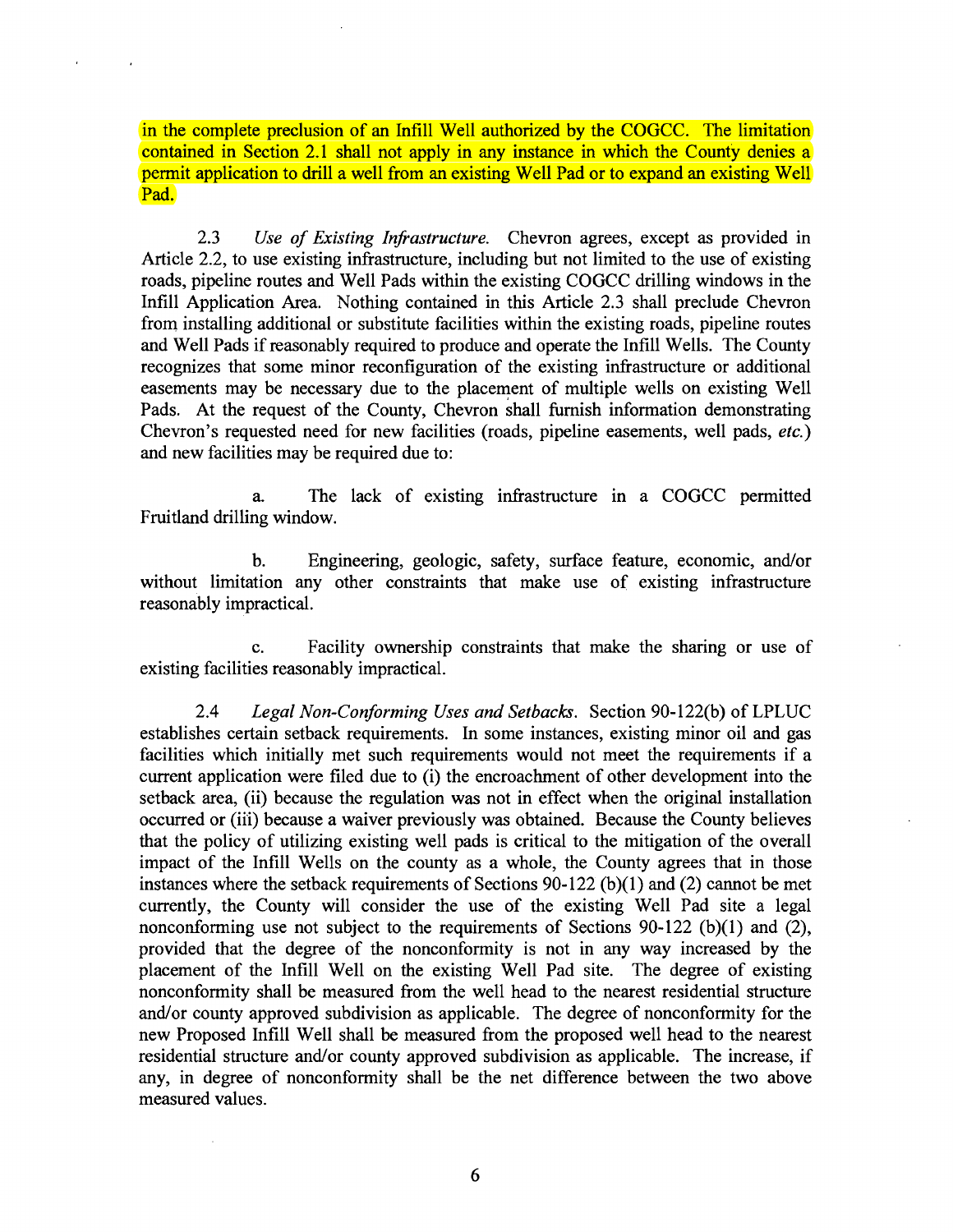in the complete preclusion of an Infill Well authorized by the COGCC. The limitation contained in Section 2.1 shall not apply in any instance in which the County denies a permit application to drill a well from an existing Well Pad or to expand an existing Well Pad.

2.3 *Use of Existing Infrastructure.* Chevron agrees, except as provided in Article 2.2, to use existing infrastructure, including but not limited to the use of existing roads, pipeline routes and Well Pads within the existing COGCC drilling windows in the Infill Application Area. Nothing contained in this Article 2.3 shall preclude Chevron from installing additional or substitute facilities within the existing roads, pipeline routes and Well Pads if reasonably required to produce and operate the Infill Wells. The County recognizes that some minor reconfiguration of the existing infrastructure or additional easements may be necessary due to the placement of multiple wells on existing Well Pads. At the request of the County, Chevron shall furnish information demonstrating Chevron's requested need for new facilities (roads, pipeline easements, well pads, *etc.*) and new facilities may be required due to:

a. The lack of existing infrastructure in a COGCC permitted Fruitland drilling window.

b. Engineering, geologic, safety, surface feature, economic, and/or without limitation any other constraints that make use of existing infrastructure reasonably impractical.

c. Facility ownership constraints that make the sharing or use of existing facilities reasonably impractical.

2.4 *Legal Non-Conforming Uses and Setbacks.* Section 90-122(b) of LPLUC establishes certain setback requirements. In some instances, existing minor oil and gas facilities which initially met such requirements would not meet the requirements if a current application were filed due to (i) the encroachment of other development into the setback area, (ii) because the regulation was not in effect when the original installation occurred or (iii) because a waiver previously was obtained. Because the County believes that the policy of utilizing existing well pads is critical to the mitigation of the overall impact of the Infill Wells on the county as a whole, the County agrees that in those instances where the setback requirements of Sections 90-122 (b)(1) and (2) cannot be met currently, the County will consider the use of the existing Well Pad site a legal nonconforming use not subject to the requirements of Sections 90-122 (b)(1) and (2), provided that the degree of the nonconformity is not in any way increased by the placement of the Infill Well on the existing Well Pad site. The degree of existing nonconformity shall be measured from the well head to the nearest residential structure and/or county approved subdivision as applicable. The degree of nonconformity for the new Proposed Infill Well shall be measured from the proposed well head to the nearest residential structure and/or county approved subdivision as applicable. The increase, if any, in degree of nonconformity shall be the net difference between the two above measured values.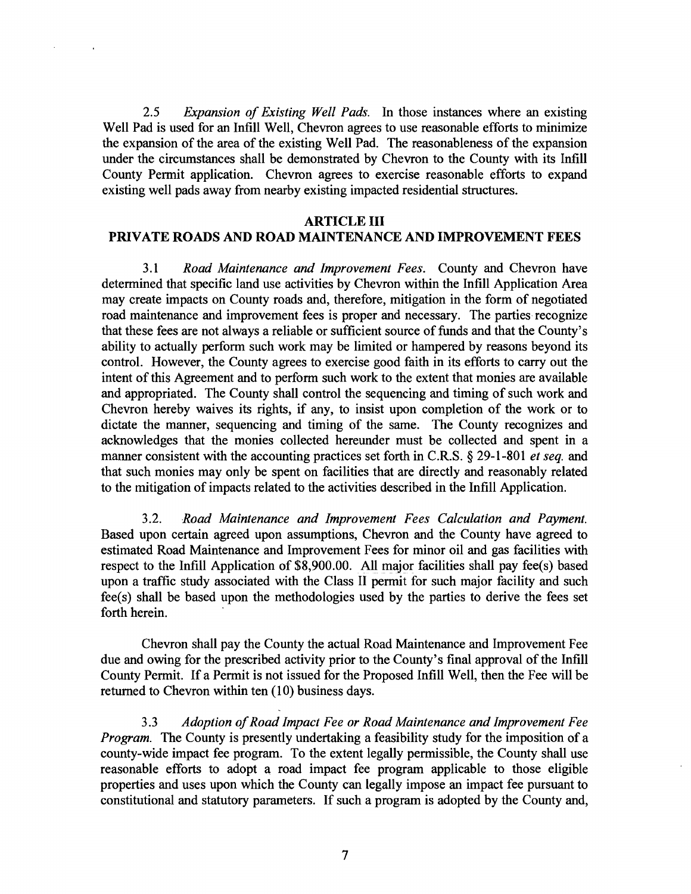2.5 *Expansion of Existing Well Pads.* In those instances where an existing Well Pad is used for an Infill Well, Chevron agrees to use reasonable efforts to minimize the expansion of the area of the existing Well Pad. The reasonableness of the expansion under the circumstances shall be demonstrated by Chevron to the County with its Infill County Permit application. Chevron agrees to exercise reasonable efforts to expand existing well pads away from nearby existing impacted residential structures.

## ARTICLE III
## PRIVATE ROADS AND ROAD MAINTENANCE AND IMPROVEMENT FEES

3.1 *Road Maintenance and Improvement Fees.* County and Chevron have determined that specific land use activities by Chevron within the Infill Application Area may create impacts on County roads and, therefore, mitigation in the form of negotiated road maintenance and improvement fees is proper and necessary. The parties recognize that these fees are not always a reliable or sufficient source of funds and that the County's ability to actually perform such work may be limited or hampered by reasons beyond its control. However, the County agrees to exercise good faith in its efforts to carry out the intent of this Agreement and to perform such work to the extent that monies are available and appropriated. The County shall control the sequencing and timing of such work and Chevron hereby waives its rights, if any, to insist upon completion of the work or to dictate the manner, sequencing and timing of the same. The County recognizes and acknowledges that the monies collected hereunder must be collected and spent in a manner consistent with the accounting practices set forth in C.R.S. § 29-1-801 *et seq.* and that such monies may only be spent on facilities that are directly and reasonably related to the mitigation of impacts related to the activities described in the Infill Application.

3.2. *Road Maintenance and Improvement Fees Calculation and Payment.* Based upon certain agreed upon assumptions, Chevron and the County have agreed to estimated Road Maintenance and Improvement Fees for minor oil and gas facilities with respect to the Infill Application of $8,900.00. All major facilities shall pay fee(s) based upon a traffic study associated with the Class II permit for such major facility and such fee(s) shall be based upon the methodologies used by the parties to derive the fees set forth herein.

Chevron shall pay the County the actual Road Maintenance and Improvement Fee due and owing for the prescribed activity prior to the County's final approval of the Infill County Permit. If a Permit is not issued for the Proposed Infill Well, then the Fee will be returned to Chevron within ten (10) business days.

3.3 *Adoption of Road Impact Fee or Road Maintenance and Improvement Fee Program.* The County is presently undertaking a feasibility study for the imposition of a county-wide impact fee program. To the extent legally permissible, the County shall use reasonable efforts to adopt a road impact fee program applicable to those eligible properties and uses upon which the County can legally impose an impact fee pursuant to constitutional and statutory parameters. If such a program is adopted by the County and,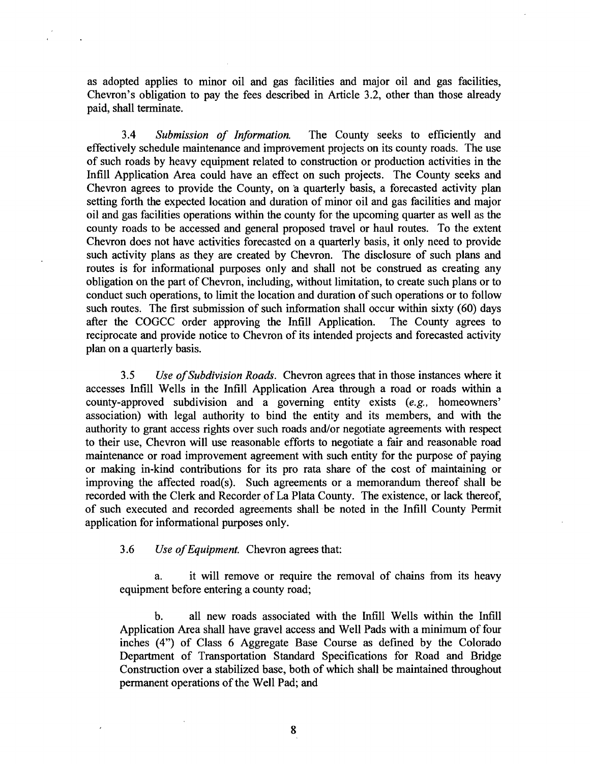as adopted applies to minor oil and gas facilities and major oil and gas facilities, Chevron's obligation to pay the fees described in Article 3.2, other than those already paid, shall terminate.

3.4 *Submission of Information.* The County seeks to efficiently and effectively schedule maintenance and improvement projects on its county roads. The use of such roads by heavy equipment related to construction or production activities in the Infill Application Area could have an effect on such projects. The County seeks and Chevron agrees to provide the County, on a quarterly basis, a forecasted activity plan setting forth the expected location and duration of minor oil and gas facilities and major oil and gas facilities operations within the county for the upcoming quarter as well as the county roads to be accessed and general proposed travel or haul routes. To the extent Chevron does not have activities forecasted on a quarterly basis, it only need to provide such activity plans as they are created by Chevron. The disclosure of such plans and routes is for informational purposes only and shall not be construed as creating any obligation on the part of Chevron, including, without limitation, to create such plans or to conduct such operations, to limit the location and duration of such operations or to follow such routes. The first submission of such information shall occur within sixty (60) days after the COGCC order approving the Infill Application. The County agrees to reciprocate and provide notice to Chevron of its intended projects and forecasted activity plan on a quarterly basis.

3.5 *Use of Subdivision Roads.* Chevron agrees that in those instances where it accesses Infill Wells in the Infill Application Area through a road or roads within a county-approved subdivision and a governing entity exists (*e.g.,* homeowners' association) with legal authority to bind the entity and its members, and with the authority to grant access rights over such roads and/or negotiate agreements with respect to their use, Chevron will use reasonable efforts to negotiate a fair and reasonable road maintenance or road improvement agreement with such entity for the purpose of paying or making in-kind contributions for its pro rata share of the cost of maintaining or improving the affected road(s). Such agreements or a memorandum thereof shall be recorded with the Clerk and Recorder of La Plata County. The existence, or lack thereof, of such executed and recorded agreements shall be noted in the Infill County Permit application for informational purposes only.

3.6 *Use of Equipment.* Chevron agrees that:

a. it will remove or require the removal of chains from its heavy equipment before entering a county road;

b. all new roads associated with the Infill Wells within the Infill Application Area shall have gravel access and Well Pads with a minimum of four inches (4") of Class 6 Aggregate Base Course as defined by the Colorado Department of Transportation Standard Specifications for Road and Bridge Construction over a stabilized base, both of which shall be maintained throughout permanent operations of the Well Pad; and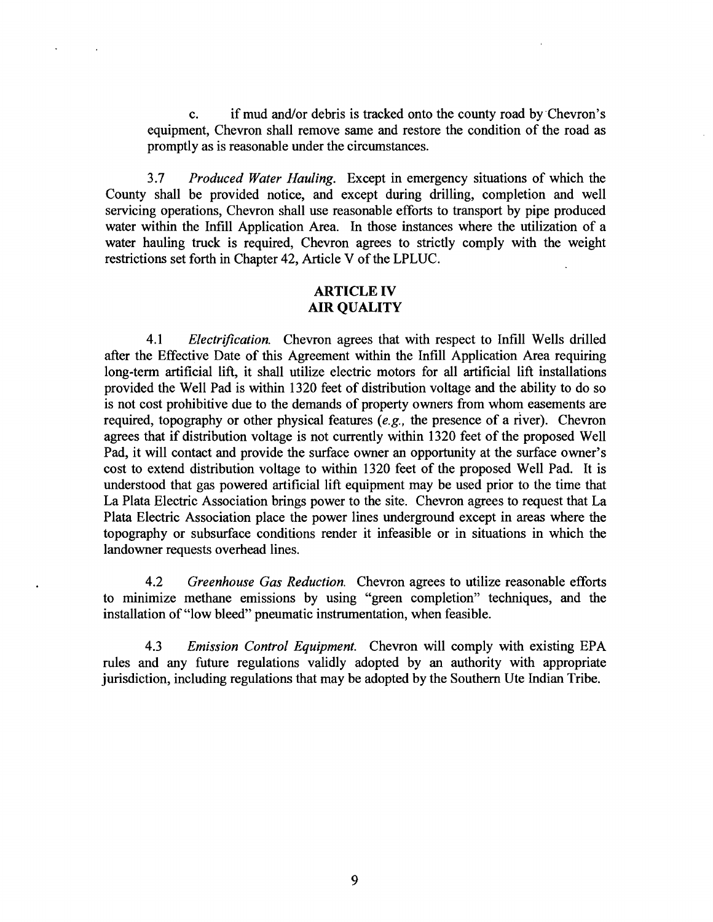c. if mud and/or debris is tracked onto the county road by Chevron's equipment, Chevron shall remove same and restore the condition of the road as promptly as is reasonable under the circumstances.

3.7 *Produced Water Hauling.* Except in emergency situations of which the County shall be provided notice, and except during drilling, completion and well servicing operations, Chevron shall use reasonable efforts to transport by pipe produced water within the Infill Application Area. In those instances where the utilization of a water hauling truck is required, Chevron agrees to strictly comply with the weight restrictions set forth in Chapter 42, Article V of the LPLUC.

## ARTICLE IV
## AIR QUALITY

4.1 *Electrification.* Chevron agrees that with respect to Infill Wells drilled after the Effective Date of this Agreement within the Infill Application Area requiring long-term artificial lift, it shall utilize electric motors for all artificial lift installations provided the Well Pad is within 1320 feet of distribution voltage and the ability to do so is not cost prohibitive due to the demands of property owners from whom easements are required, topography or other physical features (*e.g.,* the presence of a river). Chevron agrees that if distribution voltage is not currently within 1320 feet of the proposed Well Pad, it will contact and provide the surface owner an opportunity at the surface owner's cost to extend distribution voltage to within 1320 feet of the proposed Well Pad. It is understood that gas powered artificial lift equipment may be used prior to the time that La Plata Electric Association brings power to the site. Chevron agrees to request that La Plata Electric Association place the power lines underground except in areas where the topography or subsurface conditions render it infeasible or in situations in which the landowner requests overhead lines.

4.2 *Greenhouse Gas Reduction.* Chevron agrees to utilize reasonable efforts to minimize methane emissions by using "green completion" techniques, and the installation of "low bleed" pneumatic instrumentation, when feasible.

4.3 *Emission Control Equipment.* Chevron will comply with existing EPA rules and any future regulations validly adopted by an authority with appropriate jurisdiction, including regulations that may be adopted by the Southern Ute Indian Tribe.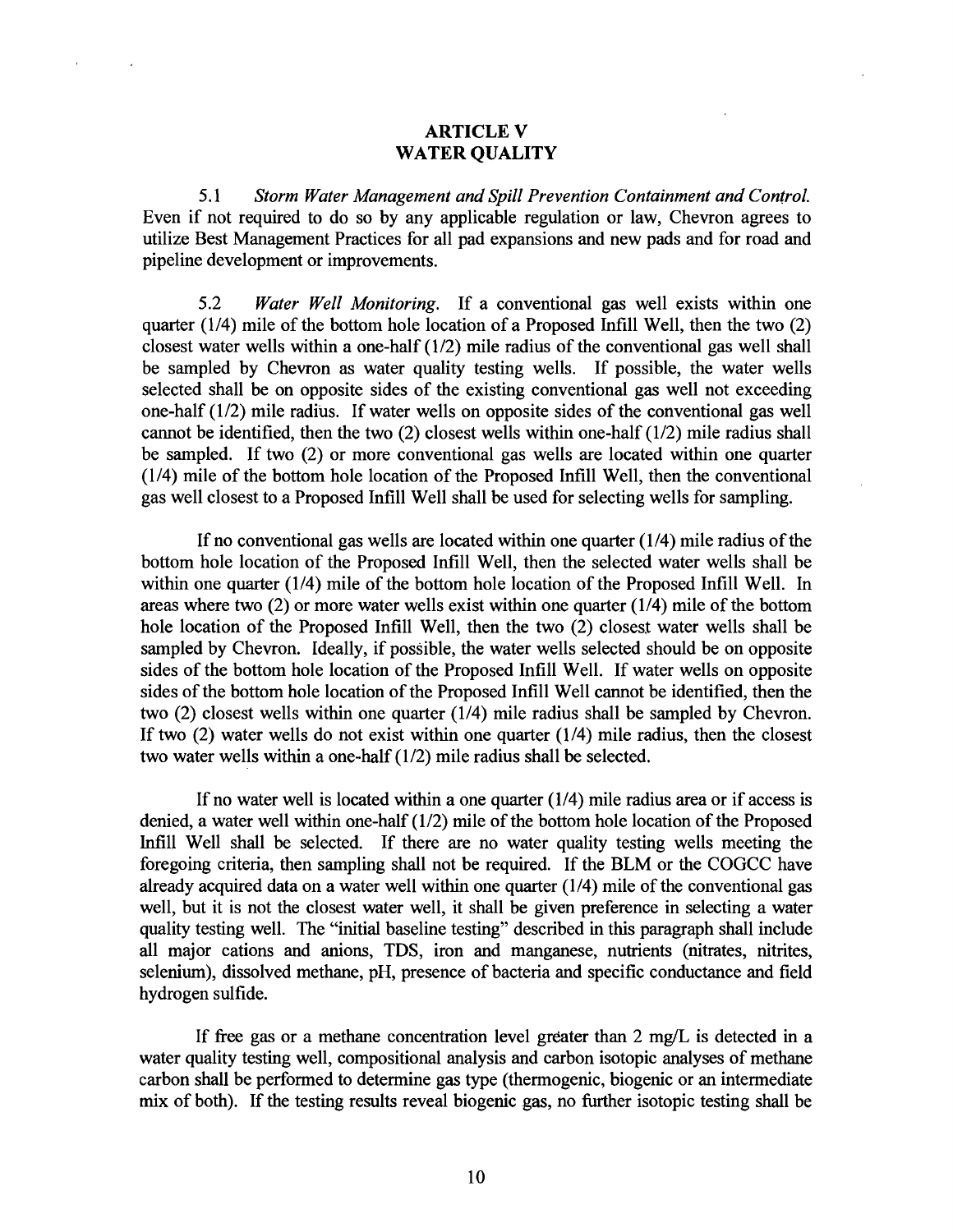## ARTICLE V
## WATER QUALITY

5.1 *Storm Water Management and Spill Prevention Containment and Control.* Even if not required to do so by any applicable regulation or law, Chevron agrees to utilize Best Management Practices for all pad expansions and new pads and for road and pipeline development or improvements.

5.2 *Water Well Monitoring.* If a conventional gas well exists within one quarter (1/4) mile of the bottom hole location of a Proposed Infill Well, then the two (2) closest water wells within a one-half (1/2) mile radius of the conventional gas well shall be sampled by Chevron as water quality testing wells. If possible, the water wells selected shall be on opposite sides of the existing conventional gas well not exceeding one-half (1/2) mile radius. If water wells on opposite sides of the conventional gas well cannot be identified, then the two (2) closest wells within one-half (1/2) mile radius shall be sampled. If two (2) or more conventional gas wells are located within one quarter (1/4) mile of the bottom hole location of the Proposed Infill Well, then the conventional gas well closest to a Proposed Infill Well shall be used for selecting wells for sampling.

If no conventional gas wells are located within one quarter (1/4) mile radius of the bottom hole location of the Proposed Infill Well, then the selected water wells shall be within one quarter (1/4) mile of the bottom hole location of the Proposed Infill Well. In areas where two (2) or more water wells exist within one quarter (1/4) mile of the bottom hole location of the Proposed Infill Well, then the two (2) closest water wells shall be sampled by Chevron. Ideally, if possible, the water wells selected should be on opposite sides of the bottom hole location of the Proposed Infill Well. If water wells on opposite sides of the bottom hole location of the Proposed Infill Well cannot be identified, then the two (2) closest wells within one quarter (1/4) mile radius shall be sampled by Chevron. If two (2) water wells do not exist within one quarter (1/4) mile radius, then the closest two water wells within a one-half (1/2) mile radius shall be selected.

If no water well is located within a one quarter (1/4) mile radius area or if access is denied, a water well within one-half (1/2) mile of the bottom hole location of the Proposed Infill Well shall be selected. If there are no water quality testing wells meeting the foregoing criteria, then sampling shall not be required. If the BLM or the COGCC have already acquired data on a water well within one quarter (1/4) mile of the conventional gas well, but it is not the closest water well, it shall be given preference in selecting a water quality testing well. The "initial baseline testing" described in this paragraph shall include all major cations and anions, TDS, iron and manganese, nutrients (nitrates, nitrites, selenium), dissolved methane, pH, presence of bacteria and specific conductance and field hydrogen sulfide.

If free gas or a methane concentration level greater than 2 mg/L is detected in a water quality testing well, compositional analysis and carbon isotopic analyses of methane carbon shall be performed to determine gas type (thermogenic, biogenic or an intermediate mix of both). If the testing results reveal biogenic gas, no further isotopic testing shall be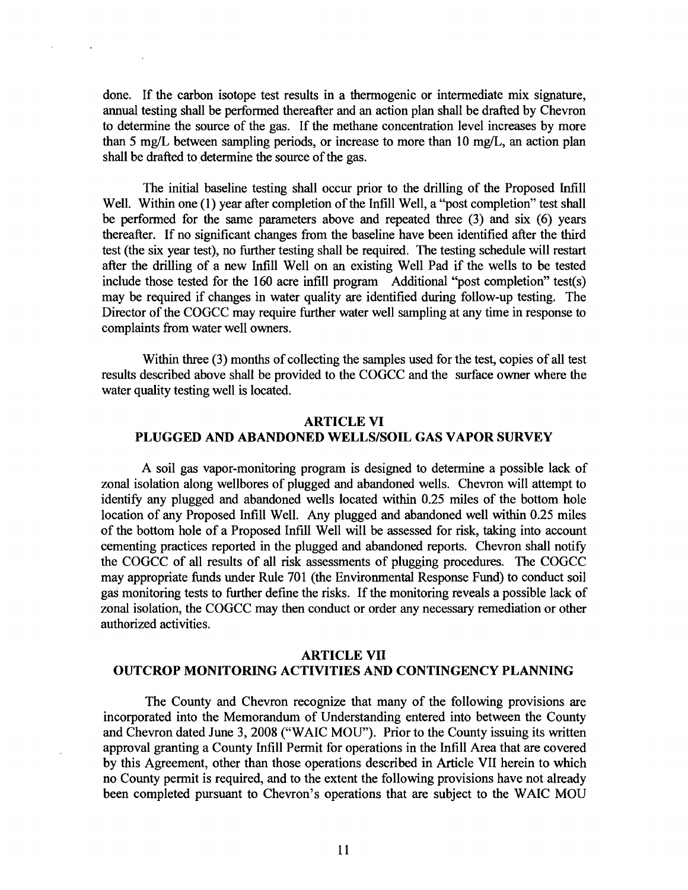done. If the carbon isotope test results in a thermogenic or intermediate mix signature, annual testing shall be performed thereafter and an action plan shall be drafted by Chevron to determine the source of the gas. If the methane concentration level increases by more than 5 mg/L between sampling periods, or increase to more than 10 mg/L, an action plan shall be drafted to determine the source of the gas.

The initial baseline testing shall occur prior to the drilling of the Proposed Infill Well. Within one (1) year after completion of the Infill Well, a "post completion" test shall be performed for the same parameters above and repeated three (3) and six (6) years thereafter. If no significant changes from the baseline have been identified after the third test (the six year test), no further testing shall be required. The testing schedule will restart after the drilling of a new Infill Well on an existing Well Pad if the wells to be tested include those tested for the 160 acre infill program Additional "post completion" test(s) may be required if changes in water quality are identified during follow-up testing. The Director of the COGCC may require further water well sampling at any time in response to complaints from water well owners.

Within three (3) months of collecting the samples used for the test, copies of all test results described above shall be provided to the COGCC and the surface owner where the water quality testing well is located.

## ARTICLE VI
## PLUGGED AND ABANDONED WELLS/SOIL GAS VAPOR SURVEY

A soil gas vapor-monitoring program is designed to determine a possible lack of zonal isolation along wellbores of plugged and abandoned wells. Chevron will attempt to identify any plugged and abandoned wells located within 0.25 miles of the bottom hole location of any Proposed Infill Well. Any plugged and abandoned well within 0.25 miles of the bottom hole of a Proposed Infill Well will be assessed for risk, taking into account cementing practices reported in the plugged and abandoned reports. Chevron shall notify the COGCC of all results of all risk assessments of plugging procedures. The COGCC may appropriate funds under Rule 701 (the Environmental Response Fund) to conduct soil gas monitoring tests to further define the risks. If the monitoring reveals a possible lack of zonal isolation, the COGCC may then conduct or order any necessary remediation or other authorized activities.

## ARTICLE VII
## OUTCROP MONITORING ACTIVITIES AND CONTINGENCY PLANNING

The County and Chevron recognize that many of the following provisions are incorporated into the Memorandum of Understanding entered into between the County and Chevron dated June 3, 2008 ("WAIC MOU"). Prior to the County issuing its written approval granting a County Infill Permit for operations in the Infill Area that are covered by this Agreement, other than those operations described in Article VII herein to which no County permit is required, and to the extent the following provisions have not already been completed pursuant to Chevron's operations that are subject to the WAIC MOU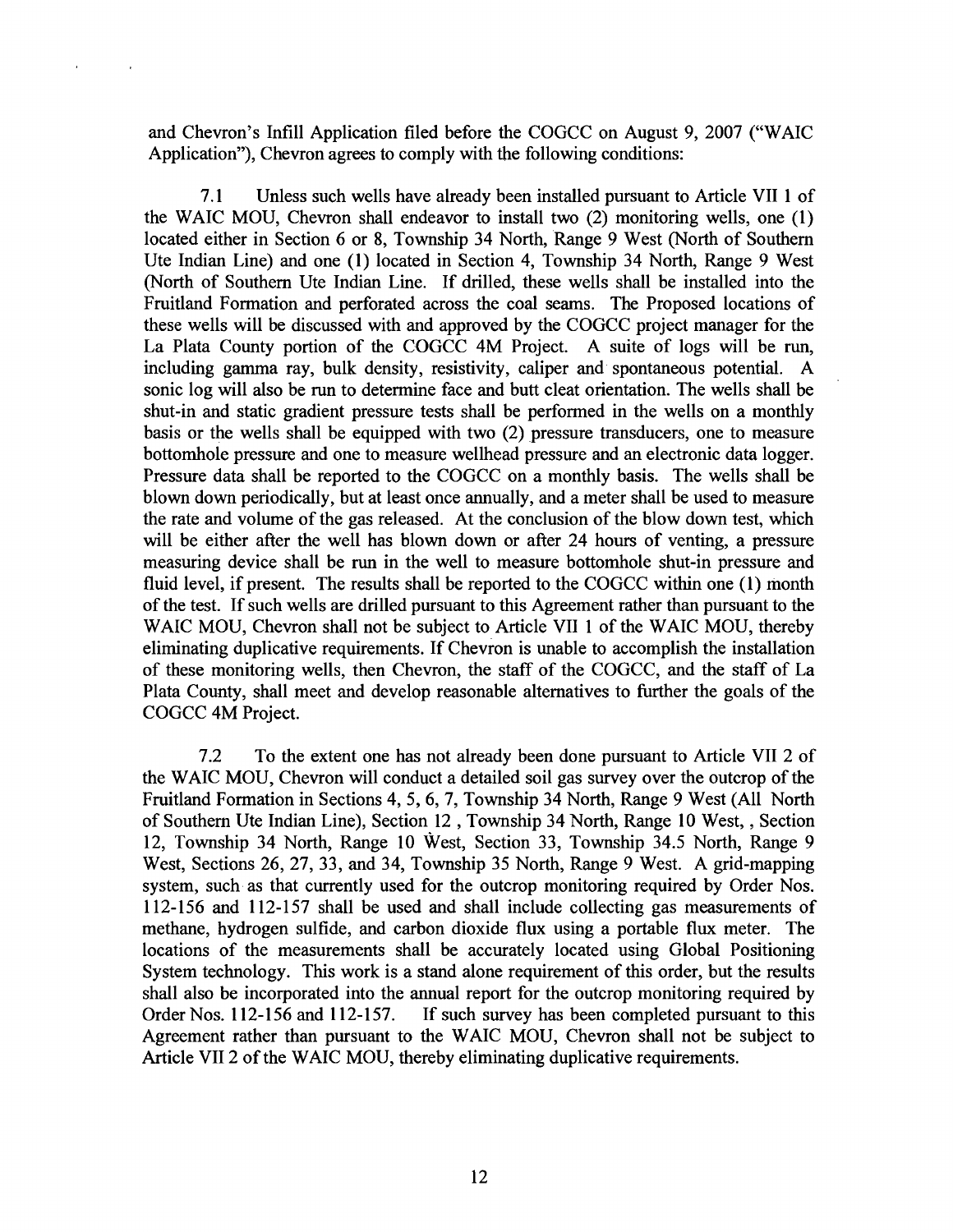and Chevron's Infill Application filed before the COGCC on August 9, 2007 ("WAIC Application"), Chevron agrees to comply with the following conditions:

7.1 Unless such wells have already been installed pursuant to Article VII 1 of the WAIC MOU, Chevron shall endeavor to install two (2) monitoring wells, one (1) located either in Section 6 or 8, Township 34 North, Range 9 West (North of Southern Ute Indian Line) and one (1) located in Section 4, Township 34 North, Range 9 West (North of Southern Ute Indian Line. If drilled, these wells shall be installed into the Fruitland Formation and perforated across the coal seams. The Proposed locations of these wells will be discussed with and approved by the COGCC project manager for the La Plata County portion of the COGCC 4M Project. A suite of logs will be run, including gamma ray, bulk density, resistivity, caliper and spontaneous potential. A sonic log will also be run to determine face and butt cleat orientation. The wells shall be shut-in and static gradient pressure tests shall be performed in the wells on a monthly basis or the wells shall be equipped with two (2) pressure transducers, one to measure bottomhole pressure and one to measure wellhead pressure and an electronic data logger. Pressure data shall be reported to the COGCC on a monthly basis. The wells shall be blown down periodically, but at least once annually, and a meter shall be used to measure the rate and volume of the gas released. At the conclusion of the blow down test, which will be either after the well has blown down or after 24 hours of venting, a pressure measuring device shall be run in the well to measure bottomhole shut-in pressure and fluid level, if present. The results shall be reported to the COGCC within one (1) month of the test. If such wells are drilled pursuant to this Agreement rather than pursuant to the WAIC MOU, Chevron shall not be subject to Article VII 1 of the WAIC MOU, thereby eliminating duplicative requirements. If Chevron is unable to accomplish the installation of these monitoring wells, then Chevron, the staff of the COGCC, and the staff of La Plata County, shall meet and develop reasonable alternatives to further the goals of the COGCC 4M Project.

7.2 To the extent one has not already been done pursuant to Article VII 2 of the WAIC MOU, Chevron will conduct a detailed soil gas survey over the outcrop of the Fruitland Formation in Sections 4, 5, 6, 7, Township 34 North, Range 9 West (All North of Southern Ute Indian Line), Section 12 , Township 34 North, Range 10 West, , Section 12, Township 34 North, Range 10 West, Section 33, Township 34.5 North, Range 9 West, Sections 26, 27, 33, and 34, Township 35 North, Range 9 West. A grid-mapping system, such as that currently used for the outcrop monitoring required by Order Nos. 112-156 and 112-157 shall be used and shall include collecting gas measurements of methane, hydrogen sulfide, and carbon dioxide flux using a portable flux meter. The locations of the measurements shall be accurately located using Global Positioning System technology. This work is a stand alone requirement of this order, but the results shall also be incorporated into the annual report for the outcrop monitoring required by Order Nos. 112-156 and 112-157. If such survey has been completed pursuant to this Agreement rather than pursuant to the WAIC MOU, Chevron shall not be subject to Article VII 2 of the WAIC MOU, thereby eliminating duplicative requirements.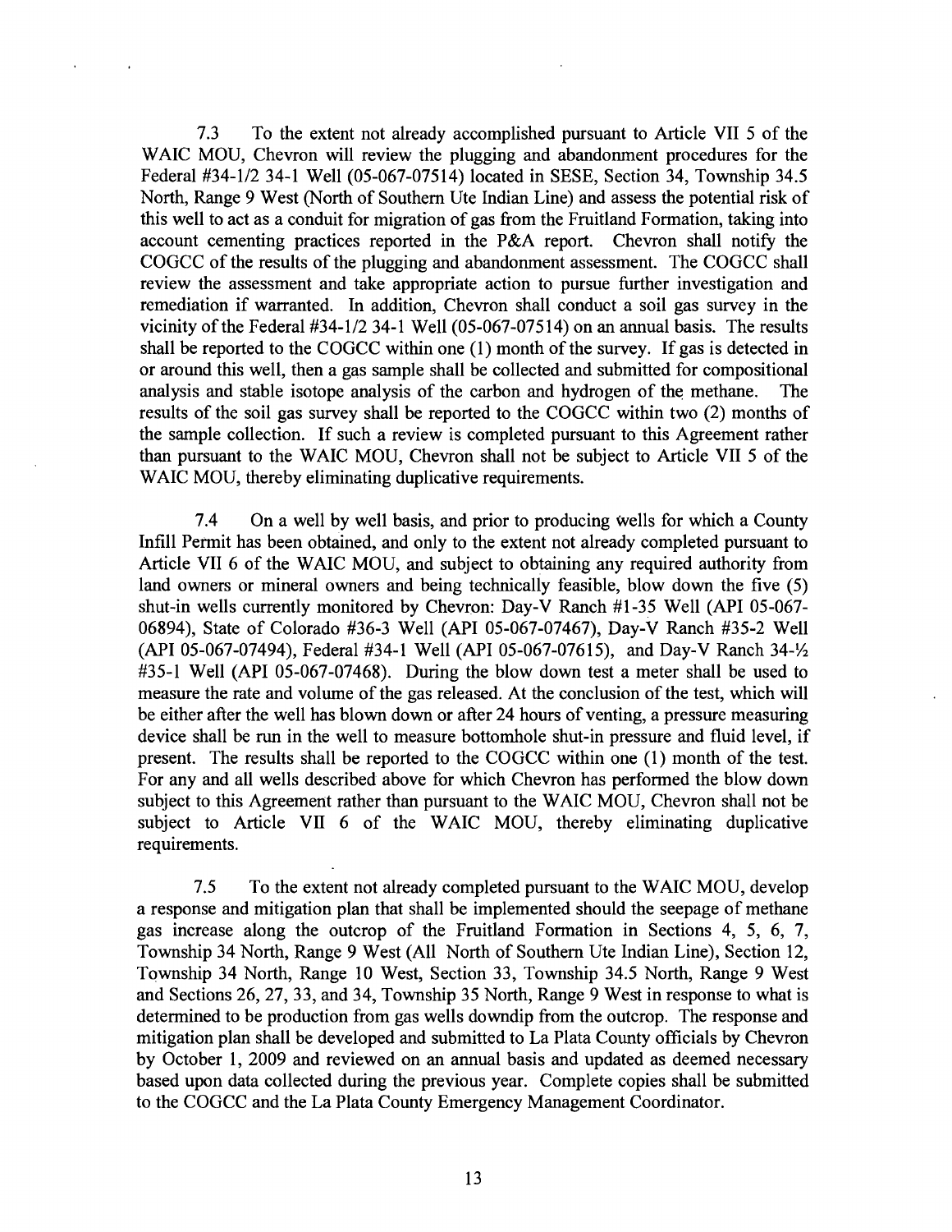7.3 To the extent not already accomplished pursuant to Article VII 5 of the WAIC MOU, Chevron will review the plugging and abandonment procedures for the Federal #34-1/2 34-1 Well (05-067-07514) located in SESE, Section 34, Township 34.5 North, Range 9 West (North of Southern Ute Indian Line) and assess the potential risk of this well to act as a conduit for migration of gas from the Fruitland Formation, taking into account cementing practices reported in the P&A report. Chevron shall notify the COGCC of the results of the plugging and abandonment assessment. The COGCC shall review the assessment and take appropriate action to pursue further investigation and remediation if warranted. In addition, Chevron shall conduct a soil gas survey in the vicinity of the Federal #34-1/2 34-1 Well (05-067-07514) on an annual basis. The results shall be reported to the COGCC within one (1) month of the survey. If gas is detected in or around this well, then a gas sample shall be collected and submitted for compositional analysis and stable isotope analysis of the carbon and hydrogen of the methane. The results of the soil gas survey shall be reported to the COGCC within two (2) months of the sample collection. If such a review is completed pursuant to this Agreement rather than pursuant to the WAIC MOU, Chevron shall not be subject to Article VII 5 of the WAIC MOU, thereby eliminating duplicative requirements.

7.4 On a well by well basis, and prior to producing wells for which a County Infill Permit has been obtained, and only to the extent not already completed pursuant to Article VII 6 of the WAIC MOU, and subject to obtaining any required authority from land owners or mineral owners and being technically feasible, blow down the five (5) shut-in wells currently monitored by Chevron: Day-V Ranch #1-35 Well (API 05-067-06894), State of Colorado #36-3 Well (API 05-067-07467), Day-V Ranch #35-2 Well (API 05-067-07494), Federal #34-1 Well (API 05-067-07615), and Day-V Ranch 34-½ #35-1 Well (API 05-067-07468). During the blow down test a meter shall be used to measure the rate and volume of the gas released. At the conclusion of the test, which will be either after the well has blown down or after 24 hours of venting, a pressure measuring device shall be run in the well to measure bottomhole shut-in pressure and fluid level, if present. The results shall be reported to the COGCC within one (1) month of the test. For any and all wells described above for which Chevron has performed the blow down subject to this Agreement rather than pursuant to the WAIC MOU, Chevron shall not be subject to Article VII 6 of the WAIC MOU, thereby eliminating duplicative requirements.

7.5 To the extent not already completed pursuant to the WAIC MOU, develop a response and mitigation plan that shall be implemented should the seepage of methane gas increase along the outcrop of the Fruitland Formation in Sections 4, 5, 6, 7, Township 34 North, Range 9 West (All North of Southern Ute Indian Line), Section 12, Township 34 North, Range 10 West, Section 33, Township 34.5 North, Range 9 West and Sections 26, 27, 33, and 34, Township 35 North, Range 9 West in response to what is determined to be production from gas wells downdip from the outcrop. The response and mitigation plan shall be developed and submitted to La Plata County officials by Chevron by October 1, 2009 and reviewed on an annual basis and updated as deemed necessary based upon data collected during the previous year. Complete copies shall be submitted to the COGCC and the La Plata County Emergency Management Coordinator.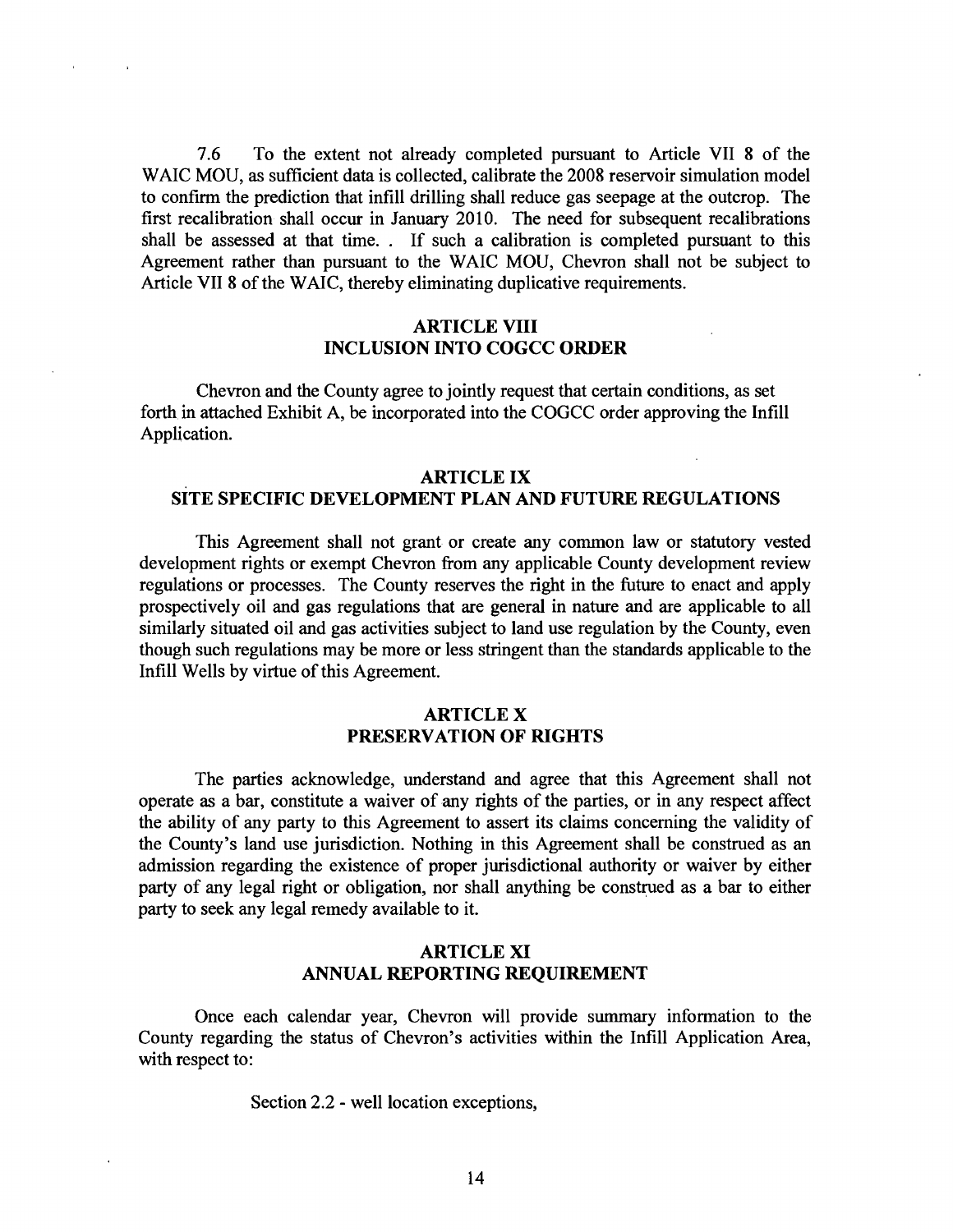7.6 To the extent not already completed pursuant to Article VII 8 of the WAIC MOU, as sufficient data is collected, calibrate the 2008 reservoir simulation model to confirm the prediction that infill drilling shall reduce gas seepage at the outcrop. The first recalibration shall occur in January 2010. The need for subsequent recalibrations shall be assessed at that time. . If such a calibration is completed pursuant to this Agreement rather than pursuant to the WAIC MOU, Chevron shall not be subject to Article VII 8 of the WAIC, thereby eliminating duplicative requirements.

## ARTICLE VIII
## INCLUSION INTO COGCC ORDER

Chevron and the County agree to jointly request that certain conditions, as set forth in attached Exhibit A, be incorporated into the COGCC order approving the Infill Application.

## ARTICLE IX
## SITE SPECIFIC DEVELOPMENT PLAN AND FUTURE REGULATIONS

This Agreement shall not grant or create any common law or statutory vested development rights or exempt Chevron from any applicable County development review regulations or processes. The County reserves the right in the future to enact and apply prospectively oil and gas regulations that are general in nature and are applicable to all similarly situated oil and gas activities subject to land use regulation by the County, even though such regulations may be more or less stringent than the standards applicable to the Infill Wells by virtue of this Agreement.

## ARTICLE X
## PRESERVATION OF RIGHTS

The parties acknowledge, understand and agree that this Agreement shall not operate as a bar, constitute a waiver of any rights of the parties, or in any respect affect the ability of any party to this Agreement to assert its claims concerning the validity of the County's land use jurisdiction. Nothing in this Agreement shall be construed as an admission regarding the existence of proper jurisdictional authority or waiver by either party of any legal right or obligation, nor shall anything be construed as a bar to either party to seek any legal remedy available to it.

## ARTICLE XI
## ANNUAL REPORTING REQUIREMENT

Once each calendar year, Chevron will provide summary information to the County regarding the status of Chevron's activities within the Infill Application Area, with respect to:

Section 2.2 - well location exceptions,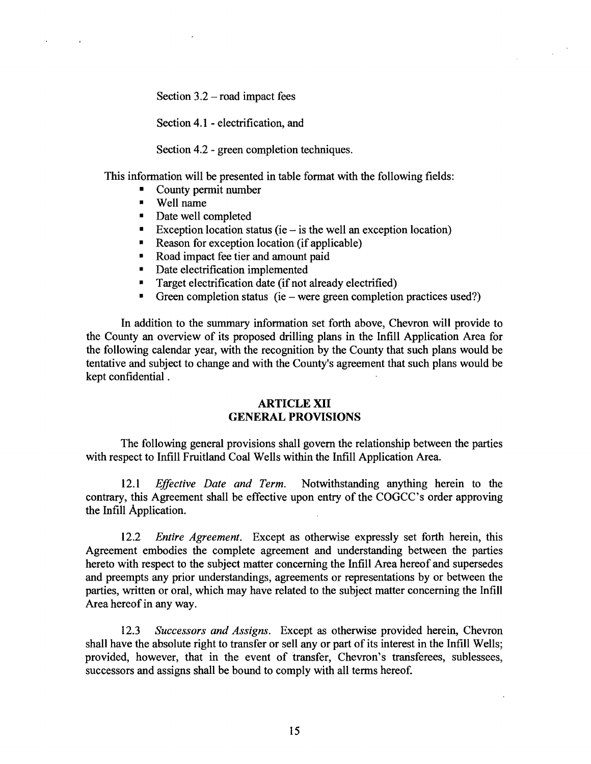Section 3.2 – road impact fees

Section 4.1 - electrification, and

Section 4.2 - green completion techniques.

This information will be presented in table format with the following fields:

- County permit number
- Well name
- Date well completed
- Exception location status (ie – is the well an exception location)
- Reason for exception location (if applicable)
- Road impact fee tier and amount paid
- Date electrification implemented
- Target electrification date (if not already electrified)
- Green completion status (ie – were green completion practices used?)

In addition to the summary information set forth above, Chevron will provide to the County an overview of its proposed drilling plans in the Infill Application Area for the following calendar year, with the recognition by the County that such plans would be tentative and subject to change and with the County's agreement that such plans would be kept confidential .

## ARTICLE XII
## GENERAL PROVISIONS

The following general provisions shall govern the relationship between the parties with respect to Infill Fruitland Coal Wells within the Infill Application Area.

12.1 *Effective Date and Term.* Notwithstanding anything herein to the contrary, this Agreement shall be effective upon entry of the COGCC's order approving the Infill Application.

12.2 *Entire Agreement.* Except as otherwise expressly set forth herein, this Agreement embodies the complete agreement and understanding between the parties hereto with respect to the subject matter concerning the Infill Area hereof and supersedes and preempts any prior understandings, agreements or representations by or between the parties, written or oral, which may have related to the subject matter concerning the Infill Area hereof in any way.

12.3 *Successors and Assigns.* Except as otherwise provided herein, Chevron shall have the absolute right to transfer or sell any or part of its interest in the Infill Wells; provided, however, that in the event of transfer, Chevron's transferees, sublessees, successors and assigns shall be bound to comply with all terms hereof.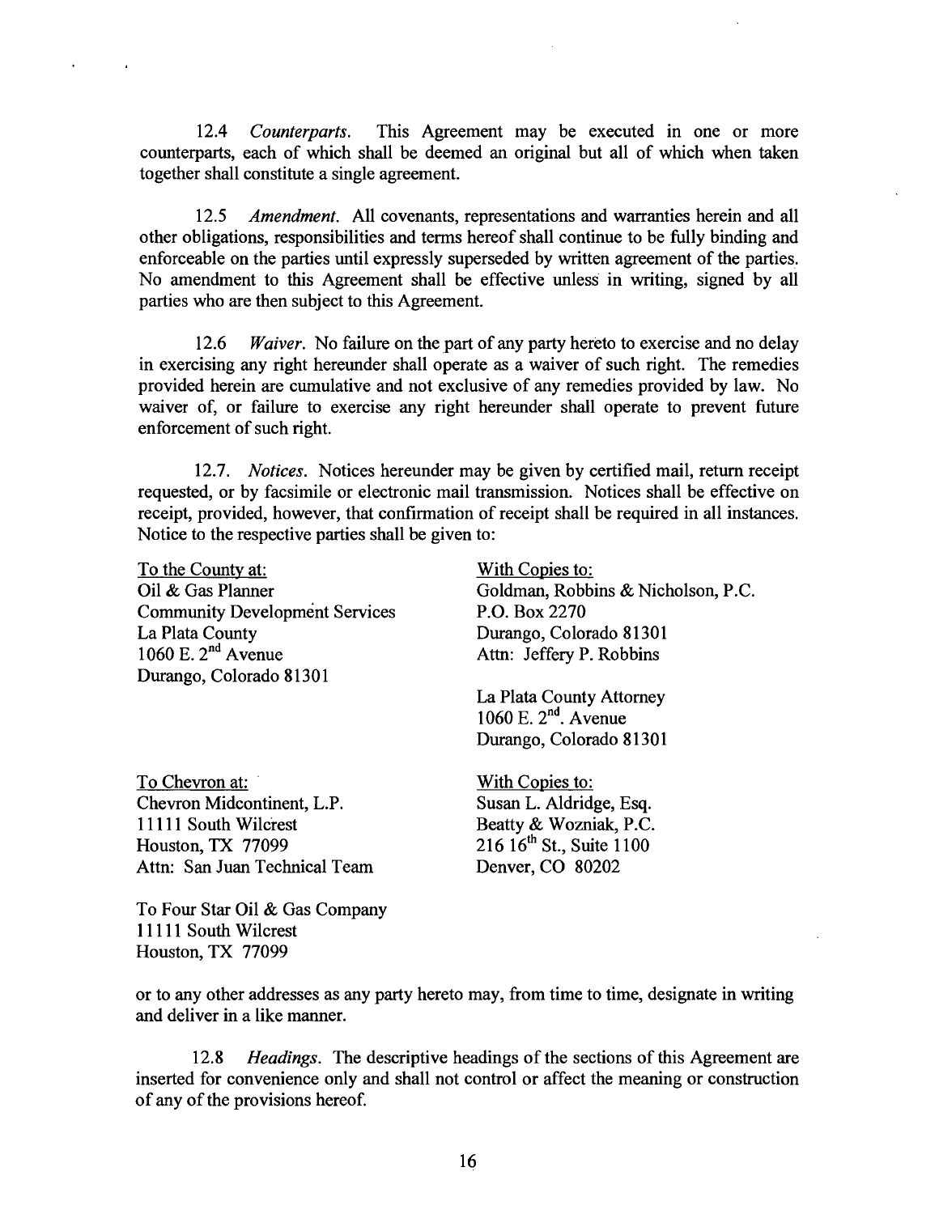12.4 *Counterparts.* This Agreement may be executed in one or more counterparts, each of which shall be deemed an original but all of which when taken together shall constitute a single agreement.

12.5 *Amendment.* All covenants, representations and warranties herein and all other obligations, responsibilities and terms hereof shall continue to be fully binding and enforceable on the parties until expressly superseded by written agreement of the parties. No amendment to this Agreement shall be effective unless in writing, signed by all parties who are then subject to this Agreement.

12.6 *Waiver.* No failure on the part of any party hereto to exercise and no delay in exercising any right hereunder shall operate as a waiver of such right. The remedies provided herein are cumulative and not exclusive of any remedies provided by law. No waiver of, or failure to exercise any right hereunder shall operate to prevent future enforcement of such right.

12.7. *Notices.* Notices hereunder may be given by certified mail, return receipt requested, or by facsimile or electronic mail transmission. Notices shall be effective on receipt, provided, however, that confirmation of receipt shall be required in all instances. Notice to the respective parties shall be given to:

To the County at:
Oil & Gas Planner
Community Development Services
La Plata County
1060 E. 2nd Avenue
Durango, Colorado 81301

With Copies to:
Goldman, Robbins & Nicholson, P.C.
P.O. Box 2270
Durango, Colorado 81301
Attn: Jeffery P. Robbins

La Plata County Attorney
1060 E. 2nd. Avenue
Durango, Colorado 81301

To Chevron at:
Chevron Midcontinent, L.P.
11111 South Wilcrest
Houston, TX 77099
Attn: San Juan Technical Team

With Copies to:
Susan L. Aldridge, Esq.
Beatty & Wozniak, P.C.
216 16th St., Suite 1100
Denver, CO 80202

To Four Star Oil & Gas Company
11111 South Wilcrest
Houston, TX 77099

or to any other addresses as any party hereto may, from time to time, designate in writing and deliver in a like manner.

12.8 *Headings.* The descriptive headings of the sections of this Agreement are inserted for convenience only and shall not control or affect the meaning or construction of any of the provisions hereof.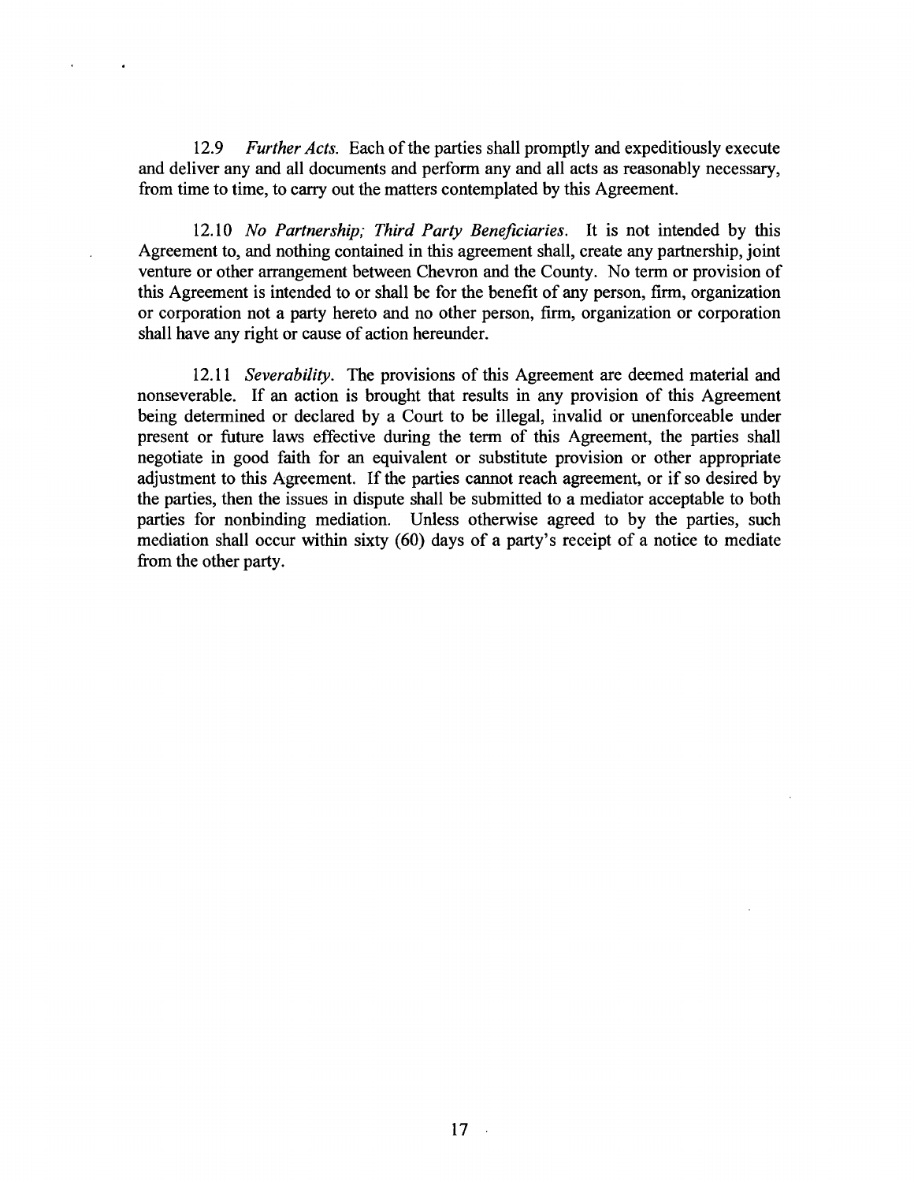12.9 *Further Acts.* Each of the parties shall promptly and expeditiously execute and deliver any and all documents and perform any and all acts as reasonably necessary, from time to time, to carry out the matters contemplated by this Agreement.

12.10 *No Partnership; Third Party Beneficiaries.* It is not intended by this Agreement to, and nothing contained in this agreement shall, create any partnership, joint venture or other arrangement between Chevron and the County. No term or provision of this Agreement is intended to or shall be for the benefit of any person, firm, organization or corporation not a party hereto and no other person, firm, organization or corporation shall have any right or cause of action hereunder.

12.11 *Severability.* The provisions of this Agreement are deemed material and nonseverable. If an action is brought that results in any provision of this Agreement being determined or declared by a Court to be illegal, invalid or unenforceable under present or future laws effective during the term of this Agreement, the parties shall negotiate in good faith for an equivalent or substitute provision or other appropriate adjustment to this Agreement. If the parties cannot reach agreement, or if so desired by the parties, then the issues in dispute shall be submitted to a mediator acceptable to both parties for nonbinding mediation. Unless otherwise agreed to by the parties, such mediation shall occur within sixty (60) days of a party's receipt of a notice to mediate from the other party.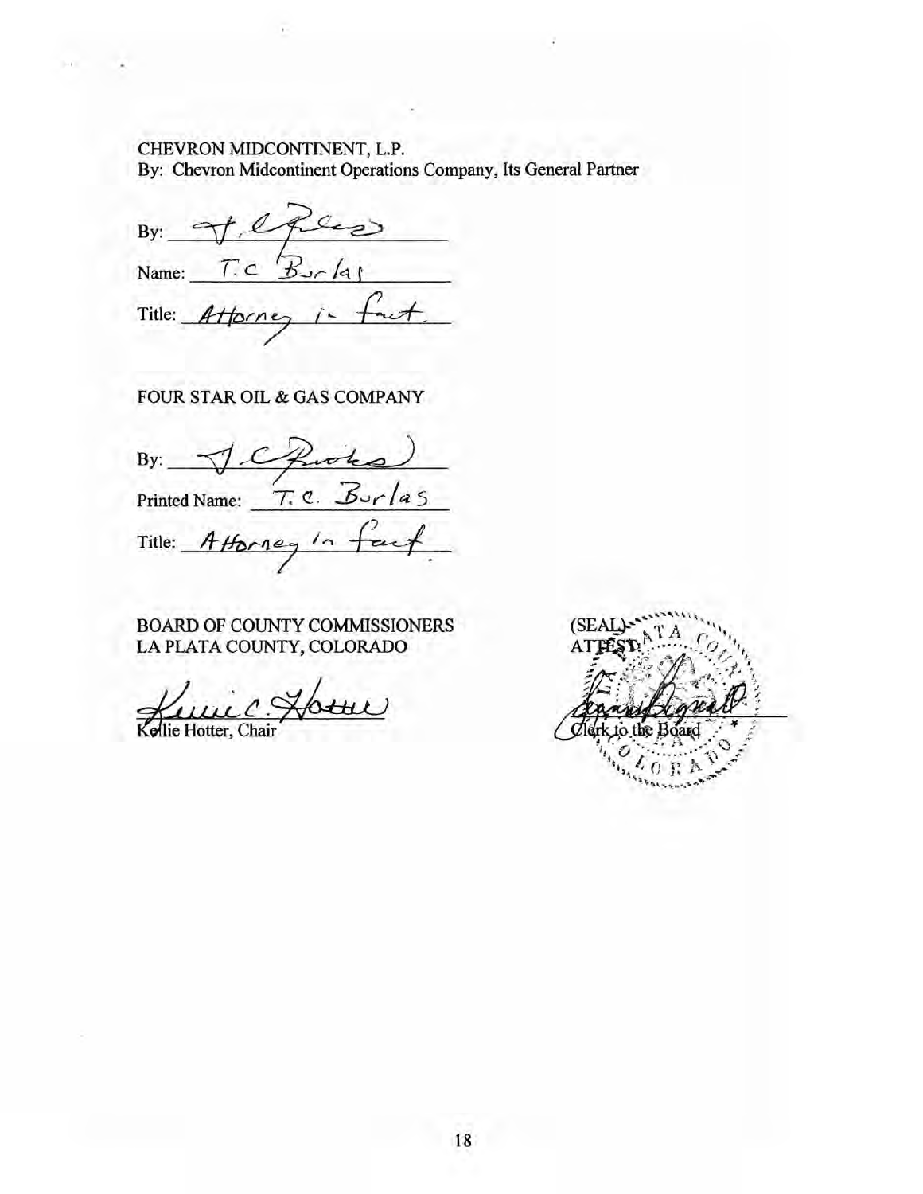CHEVRON MIDCONTINENT, L.P.
By: Chevron Midcontinent Operations Company, Its General Partner

By: _______________

Name: T.C Burlas

Title: Attorney in fact

FOUR STAR OIL & GAS COMPANY

By: _______________

Printed Name: T.C. Burlas

Title: Attorney in fact

BOARD OF COUNTY COMMISSIONERS
LA PLATA COUNTY, COLORADO

_______________
Kellie Hotter, Chair

(SEAL)
ATTEST:

_______________
Clerk to the Board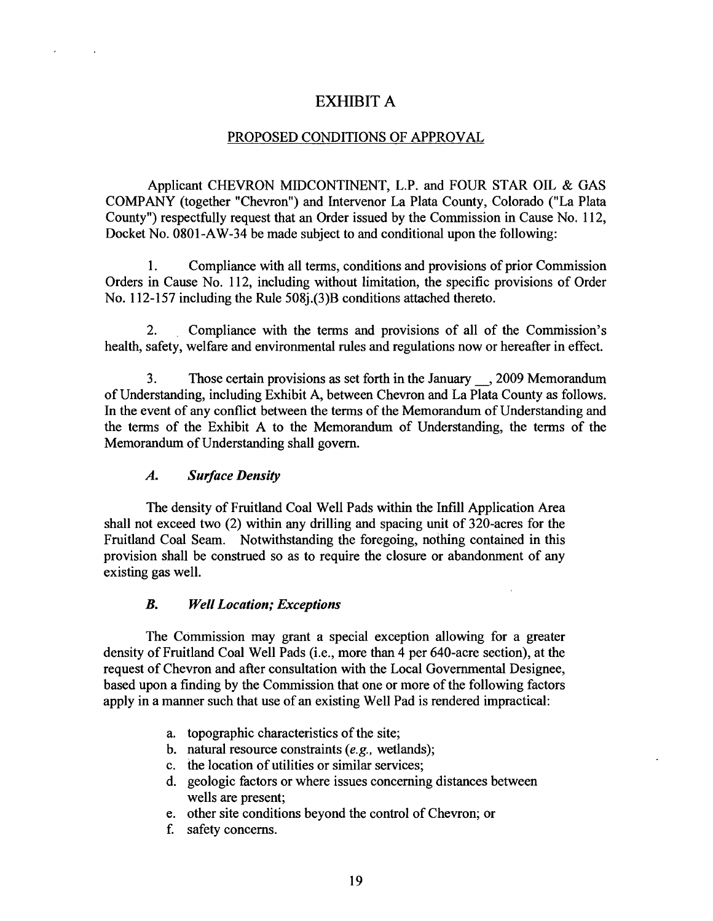# EXHIBIT A

## PROPOSED CONDITIONS OF APPROVAL

Applicant CHEVRON MIDCONTINENT, L.P. and FOUR STAR OIL & GAS COMPANY (together "Chevron") and Intervenor La Plata County, Colorado ("La Plata County") respectfully request that an Order issued by the Commission in Cause No. 112, Docket No. 0801-AW-34 be made subject to and conditional upon the following:

1. Compliance with all terms, conditions and provisions of prior Commission Orders in Cause No. 112, including without limitation, the specific provisions of Order No. 112-157 including the Rule 508j.(3)B conditions attached thereto.

2. Compliance with the terms and provisions of all of the Commission's health, safety, welfare and environmental rules and regulations now or hereafter in effect.

3. Those certain provisions as set forth in the January __, 2009 Memorandum of Understanding, including Exhibit A, between Chevron and La Plata County as follows. In the event of any conflict between the terms of the Memorandum of Understanding and the terms of the Exhibit A to the Memorandum of Understanding, the terms of the Memorandum of Understanding shall govern.

***A. Surface Density***

The density of Fruitland Coal Well Pads within the Infill Application Area shall not exceed two (2) within any drilling and spacing unit of 320-acres for the Fruitland Coal Seam. Notwithstanding the foregoing, nothing contained in this provision shall be construed so as to require the closure or abandonment of any existing gas well.

***B. Well Location; Exceptions***

The Commission may grant a special exception allowing for a greater density of Fruitland Coal Well Pads (i.e., more than 4 per 640-acre section), at the request of Chevron and after consultation with the Local Governmental Designee, based upon a finding by the Commission that one or more of the following factors apply in a manner such that use of an existing Well Pad is rendered impractical:

a. topographic characteristics of the site;
b. natural resource constraints (*e.g.,* wetlands);
c. the location of utilities or similar services;
d. geologic factors or where issues concerning distances between wells are present;
e. other site conditions beyond the control of Chevron; or
f. safety concerns.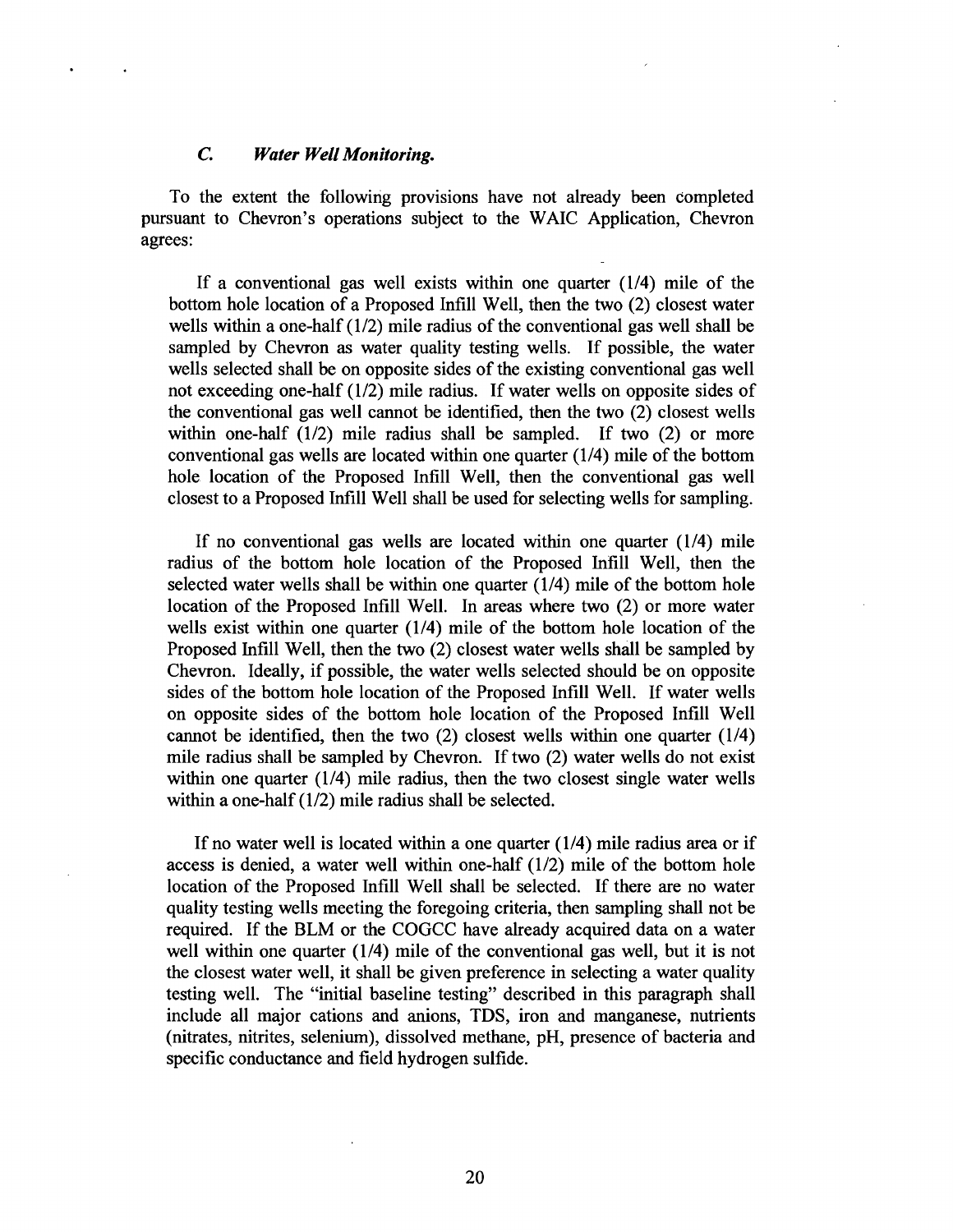### *C. Water Well Monitoring.*

To the extent the following provisions have not already been completed pursuant to Chevron's operations subject to the WAIC Application, Chevron agrees:

If a conventional gas well exists within one quarter (1/4) mile of the bottom hole location of a Proposed Infill Well, then the two (2) closest water wells within a one-half (1/2) mile radius of the conventional gas well shall be sampled by Chevron as water quality testing wells. If possible, the water wells selected shall be on opposite sides of the existing conventional gas well not exceeding one-half (1/2) mile radius. If water wells on opposite sides of the conventional gas well cannot be identified, then the two (2) closest wells within one-half (1/2) mile radius shall be sampled. If two (2) or more conventional gas wells are located within one quarter (1/4) mile of the bottom hole location of the Proposed Infill Well, then the conventional gas well closest to a Proposed Infill Well shall be used for selecting wells for sampling.

If no conventional gas wells are located within one quarter (1/4) mile radius of the bottom hole location of the Proposed Infill Well, then the selected water wells shall be within one quarter (1/4) mile of the bottom hole location of the Proposed Infill Well. In areas where two (2) or more water wells exist within one quarter (1/4) mile of the bottom hole location of the Proposed Infill Well, then the two (2) closest water wells shall be sampled by Chevron. Ideally, if possible, the water wells selected should be on opposite sides of the bottom hole location of the Proposed Infill Well. If water wells on opposite sides of the bottom hole location of the Proposed Infill Well cannot be identified, then the two (2) closest wells within one quarter (1/4) mile radius shall be sampled by Chevron. If two (2) water wells do not exist within one quarter (1/4) mile radius, then the two closest single water wells within a one-half (1/2) mile radius shall be selected.

If no water well is located within a one quarter (1/4) mile radius area or if access is denied, a water well within one-half (1/2) mile of the bottom hole location of the Proposed Infill Well shall be selected. If there are no water quality testing wells meeting the foregoing criteria, then sampling shall not be required. If the BLM or the COGCC have already acquired data on a water well within one quarter (1/4) mile of the conventional gas well, but it is not the closest water well, it shall be given preference in selecting a water quality testing well. The "initial baseline testing" described in this paragraph shall include all major cations and anions, TDS, iron and manganese, nutrients (nitrates, nitrites, selenium), dissolved methane, pH, presence of bacteria and specific conductance and field hydrogen sulfide.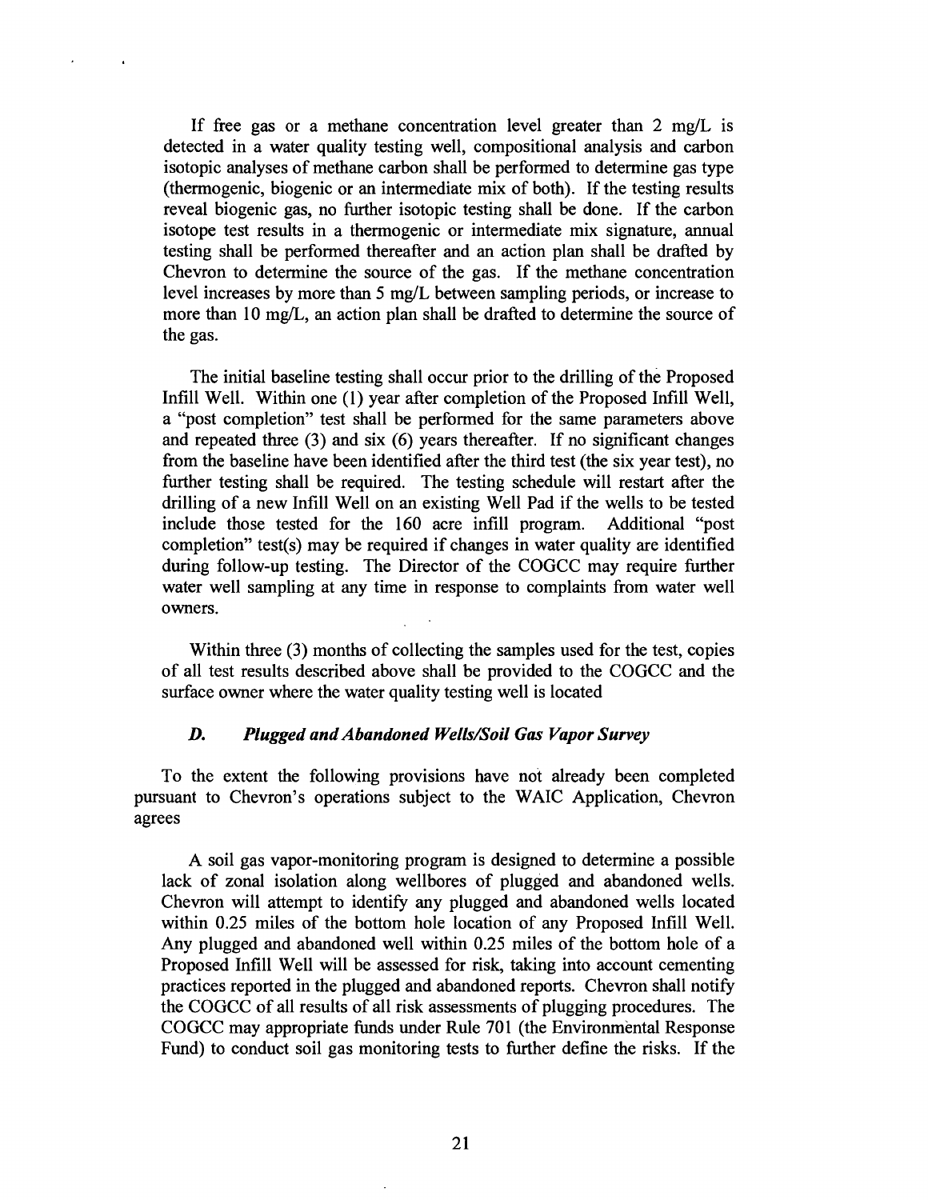If free gas or a methane concentration level greater than 2 mg/L is detected in a water quality testing well, compositional analysis and carbon isotopic analyses of methane carbon shall be performed to determine gas type (thermogenic, biogenic or an intermediate mix of both). If the testing results reveal biogenic gas, no further isotopic testing shall be done. If the carbon isotope test results in a thermogenic or intermediate mix signature, annual testing shall be performed thereafter and an action plan shall be drafted by Chevron to determine the source of the gas. If the methane concentration level increases by more than 5 mg/L between sampling periods, or increase to more than 10 mg/L, an action plan shall be drafted to determine the source of the gas.

The initial baseline testing shall occur prior to the drilling of the Proposed Infill Well. Within one (1) year after completion of the Proposed Infill Well, a "post completion" test shall be performed for the same parameters above and repeated three (3) and six (6) years thereafter. If no significant changes from the baseline have been identified after the third test (the six year test), no further testing shall be required. The testing schedule will restart after the drilling of a new Infill Well on an existing Well Pad if the wells to be tested include those tested for the 160 acre infill program. Additional "post completion" test(s) may be required if changes in water quality are identified during follow-up testing. The Director of the COGCC may require further water well sampling at any time in response to complaints from water well owners.

Within three (3) months of collecting the samples used for the test, copies of all test results described above shall be provided to the COGCC and the surface owner where the water quality testing well is located

### *D. Plugged and Abandoned Wells/Soil Gas Vapor Survey*

To the extent the following provisions have not already been completed pursuant to Chevron's operations subject to the WAIC Application, Chevron agrees

A soil gas vapor-monitoring program is designed to determine a possible lack of zonal isolation along wellbores of plugged and abandoned wells. Chevron will attempt to identify any plugged and abandoned wells located within 0.25 miles of the bottom hole location of any Proposed Infill Well. Any plugged and abandoned well within 0.25 miles of the bottom hole of a Proposed Infill Well will be assessed for risk, taking into account cementing practices reported in the plugged and abandoned reports. Chevron shall notify the COGCC of all results of all risk assessments of plugging procedures. The COGCC may appropriate funds under Rule 701 (the Environmental Response Fund) to conduct soil gas monitoring tests to further define the risks. If the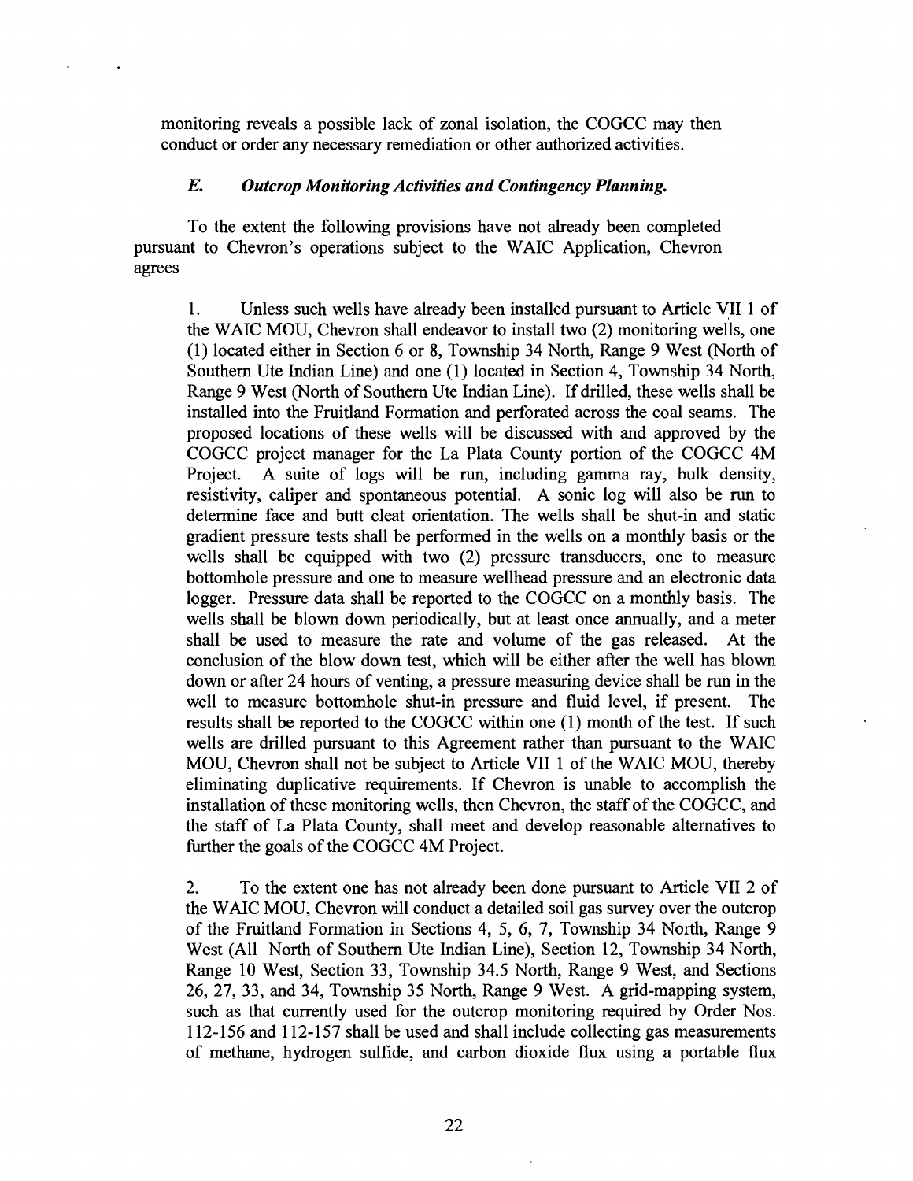monitoring reveals a possible lack of zonal isolation, the COGCC may then conduct or order any necessary remediation or other authorized activities.

### *E. Outcrop Monitoring Activities and Contingency Planning.*

To the extent the following provisions have not already been completed pursuant to Chevron's operations subject to the WAIC Application, Chevron agrees

1. Unless such wells have already been installed pursuant to Article VII 1 of the WAIC MOU, Chevron shall endeavor to install two (2) monitoring wells, one (1) located either in Section 6 or 8, Township 34 North, Range 9 West (North of Southern Ute Indian Line) and one (1) located in Section 4, Township 34 North, Range 9 West (North of Southern Ute Indian Line). If drilled, these wells shall be installed into the Fruitland Formation and perforated across the coal seams. The proposed locations of these wells will be discussed with and approved by the COGCC project manager for the La Plata County portion of the COGCC 4M Project. A suite of logs will be run, including gamma ray, bulk density, resistivity, caliper and spontaneous potential. A sonic log will also be run to determine face and butt cleat orientation. The wells shall be shut-in and static gradient pressure tests shall be performed in the wells on a monthly basis or the wells shall be equipped with two (2) pressure transducers, one to measure bottomhole pressure and one to measure wellhead pressure and an electronic data logger. Pressure data shall be reported to the COGCC on a monthly basis. The wells shall be blown down periodically, but at least once annually, and a meter shall be used to measure the rate and volume of the gas released. At the conclusion of the blow down test, which will be either after the well has blown down or after 24 hours of venting, a pressure measuring device shall be run in the well to measure bottomhole shut-in pressure and fluid level, if present. The results shall be reported to the COGCC within one (1) month of the test. If such wells are drilled pursuant to this Agreement rather than pursuant to the WAIC MOU, Chevron shall not be subject to Article VII 1 of the WAIC MOU, thereby eliminating duplicative requirements. If Chevron is unable to accomplish the installation of these monitoring wells, then Chevron, the staff of the COGCC, and the staff of La Plata County, shall meet and develop reasonable alternatives to further the goals of the COGCC 4M Project.

2. To the extent one has not already been done pursuant to Article VII 2 of the WAIC MOU, Chevron will conduct a detailed soil gas survey over the outcrop of the Fruitland Formation in Sections 4, 5, 6, 7, Township 34 North, Range 9 West (All North of Southern Ute Indian Line), Section 12, Township 34 North, Range 10 West, Section 33, Township 34.5 North, Range 9 West, and Sections 26, 27, 33, and 34, Township 35 North, Range 9 West. A grid-mapping system, such as that currently used for the outcrop monitoring required by Order Nos. 112-156 and 112-157 shall be used and shall include collecting gas measurements of methane, hydrogen sulfide, and carbon dioxide flux using a portable flux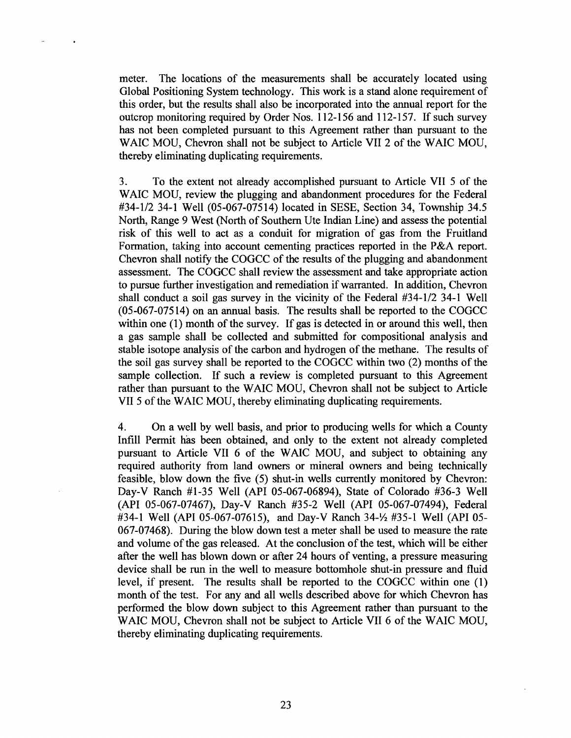meter. The locations of the measurements shall be accurately located using Global Positioning System technology. This work is a stand alone requirement of this order, but the results shall also be incorporated into the annual report for the outcrop monitoring required by Order Nos. 112-156 and 112-157. If such survey has not been completed pursuant to this Agreement rather than pursuant to the WAIC MOU, Chevron shall not be subject to Article VII 2 of the WAIC MOU, thereby eliminating duplicating requirements.

3. To the extent not already accomplished pursuant to Article VII 5 of the WAIC MOU, review the plugging and abandonment procedures for the Federal #34-1/2 34-1 Well (05-067-07514) located in SESE, Section 34, Township 34.5 North, Range 9 West (North of Southern Ute Indian Line) and assess the potential risk of this well to act as a conduit for migration of gas from the Fruitland Formation, taking into account cementing practices reported in the P&A report. Chevron shall notify the COGCC of the results of the plugging and abandonment assessment. The COGCC shall review the assessment and take appropriate action to pursue further investigation and remediation if warranted. In addition, Chevron shall conduct a soil gas survey in the vicinity of the Federal #34-1/2 34-1 Well (05-067-07514) on an annual basis. The results shall be reported to the COGCC within one (1) month of the survey. If gas is detected in or around this well, then a gas sample shall be collected and submitted for compositional analysis and stable isotope analysis of the carbon and hydrogen of the methane. The results of the soil gas survey shall be reported to the COGCC within two (2) months of the sample collection. If such a review is completed pursuant to this Agreement rather than pursuant to the WAIC MOU, Chevron shall not be subject to Article VII 5 of the WAIC MOU, thereby eliminating duplicating requirements.

4. On a well by well basis, and prior to producing wells for which a County Infill Permit has been obtained, and only to the extent not already completed pursuant to Article VII 6 of the WAIC MOU, and subject to obtaining any required authority from land owners or mineral owners and being technically feasible, blow down the five (5) shut-in wells currently monitored by Chevron: Day-V Ranch #1-35 Well (API 05-067-06894), State of Colorado #36-3 Well (API 05-067-07467), Day-V Ranch #35-2 Well (API 05-067-07494), Federal #34-1 Well (API 05-067-07615), and Day-V Ranch 34-½ #35-1 Well (API 05-067-07468). During the blow down test a meter shall be used to measure the rate and volume of the gas released. At the conclusion of the test, which will be either after the well has blown down or after 24 hours of venting, a pressure measuring device shall be run in the well to measure bottomhole shut-in pressure and fluid level, if present. The results shall be reported to the COGCC within one (1) month of the test. For any and all wells described above for which Chevron has performed the blow down subject to this Agreement rather than pursuant to the WAIC MOU, Chevron shall not be subject to Article VII 6 of the WAIC MOU, thereby eliminating duplicating requirements.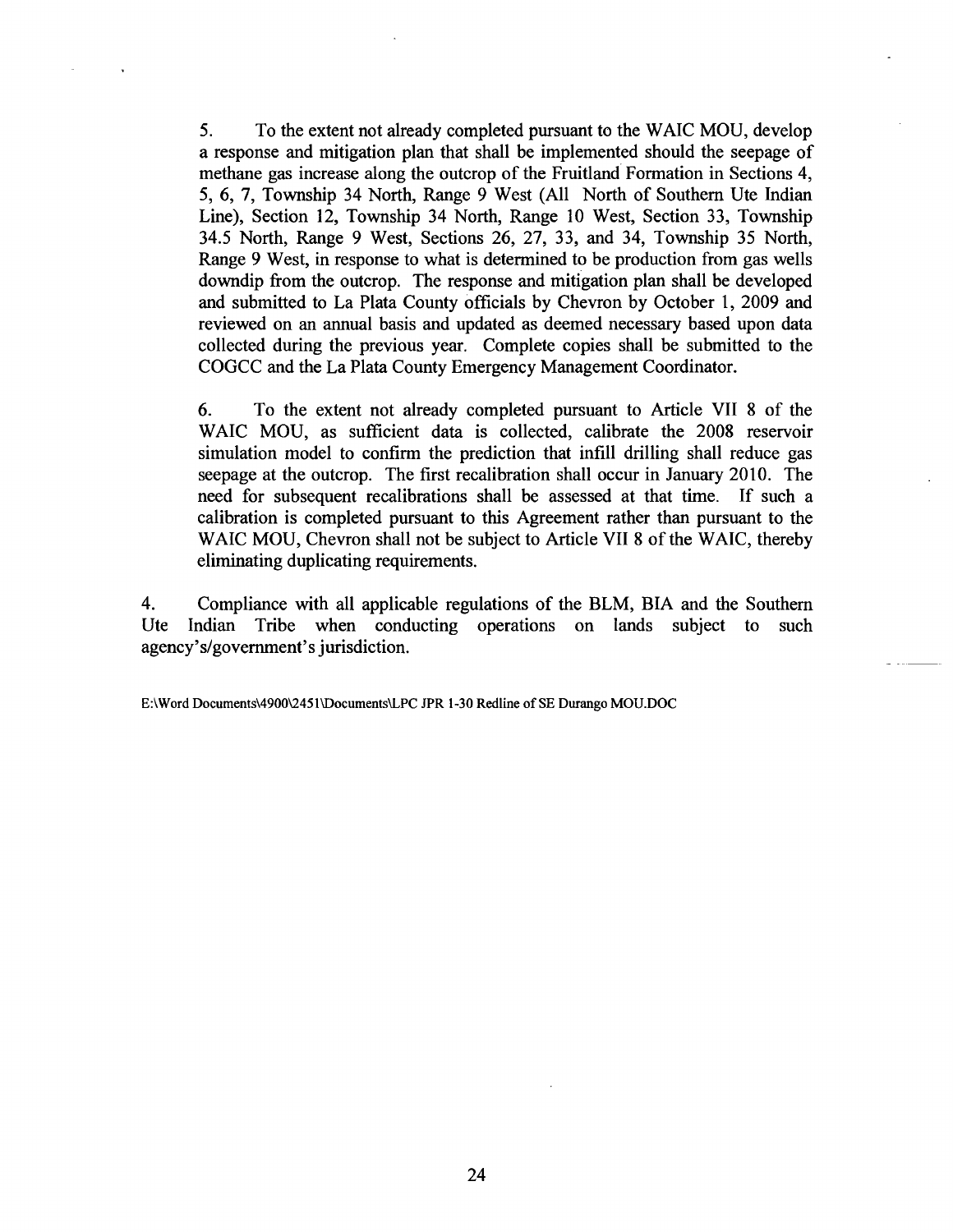5. To the extent not already completed pursuant to the WAIC MOU, develop a response and mitigation plan that shall be implemented should the seepage of methane gas increase along the outcrop of the Fruitland Formation in Sections 4, 5, 6, 7, Township 34 North, Range 9 West (All North of Southern Ute Indian Line), Section 12, Township 34 North, Range 10 West, Section 33, Township 34.5 North, Range 9 West, Sections 26, 27, 33, and 34, Township 35 North, Range 9 West, in response to what is determined to be production from gas wells downdip from the outcrop. The response and mitigation plan shall be developed and submitted to La Plata County officials by Chevron by October 1, 2009 and reviewed on an annual basis and updated as deemed necessary based upon data collected during the previous year. Complete copies shall be submitted to the COGCC and the La Plata County Emergency Management Coordinator.

6. To the extent not already completed pursuant to Article VII 8 of the WAIC MOU, as sufficient data is collected, calibrate the 2008 reservoir simulation model to confirm the prediction that infill drilling shall reduce gas seepage at the outcrop. The first recalibration shall occur in January 2010. The need for subsequent recalibrations shall be assessed at that time. If such a calibration is completed pursuant to this Agreement rather than pursuant to the WAIC MOU, Chevron shall not be subject to Article VII 8 of the WAIC, thereby eliminating duplicating requirements.

4. Compliance with all applicable regulations of the BLM, BIA and the Southern Ute Indian Tribe when conducting operations on lands subject to such agency's/government's jurisdiction.

E:\Word Documents\4900\2451\Documents\LPC JPR 1-30 Redline of SE Durango MOU.DOC